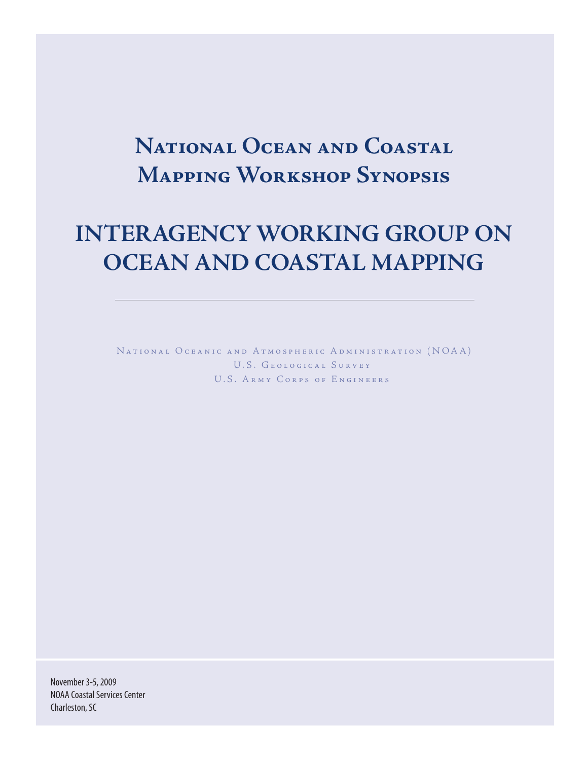# National Ocean and Coastal Mapping Workshop Synopsis

# INTERAGENCY WORKING GROUP ON OCEAN AND COASTAL MAPPING

---

National Oceanic and Atmospheric Administration (NOAA)
U.S. Geological Survey
U.S. Army Corps of Engineers

November 3-5, 2009
NOAA Coastal Services Center
Charleston, SC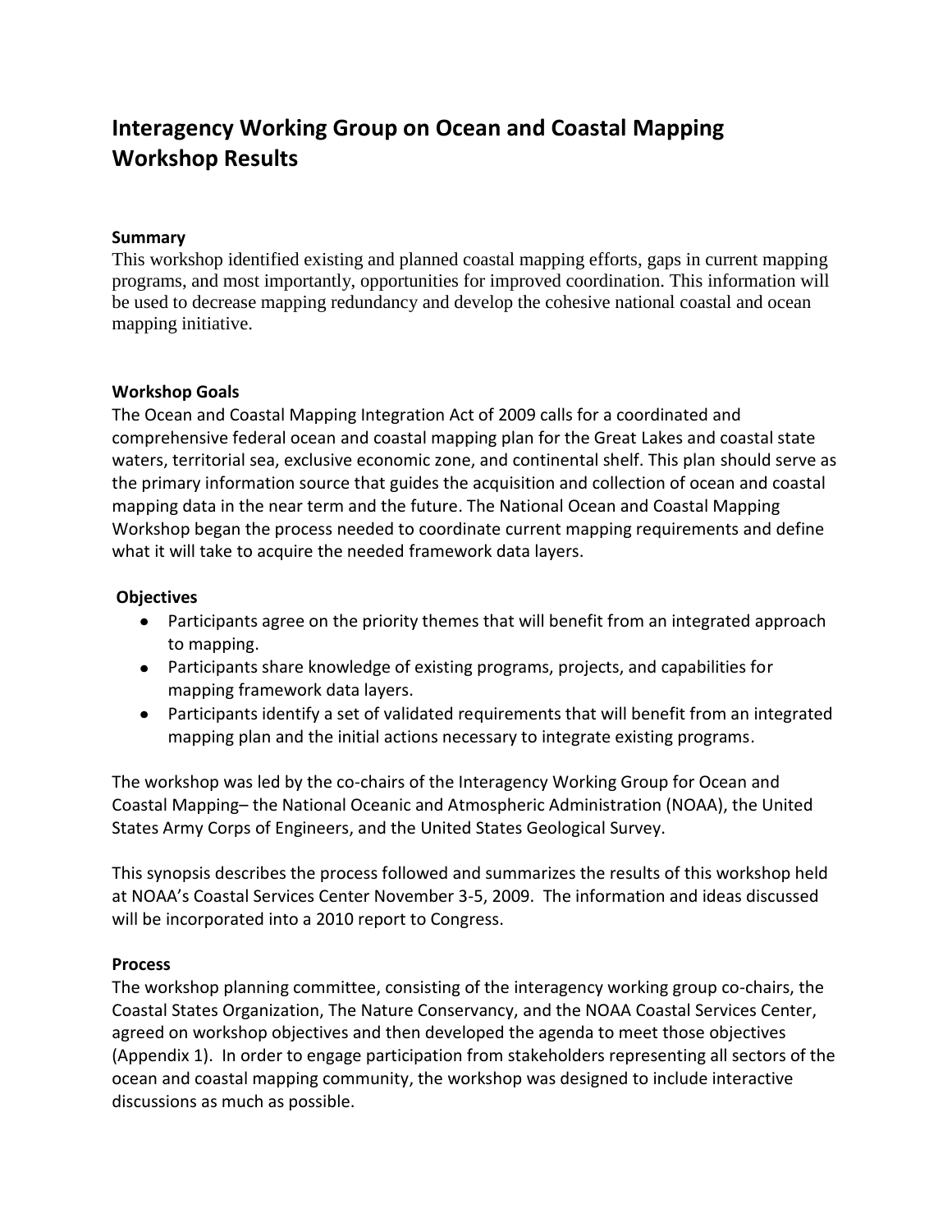# Interagency Working Group on Ocean and Coastal Mapping Workshop Results

### Summary

This workshop identified existing and planned coastal mapping efforts, gaps in current mapping programs, and most importantly, opportunities for improved coordination. This information will be used to decrease mapping redundancy and develop the cohesive national coastal and ocean mapping initiative.

### Workshop Goals

The Ocean and Coastal Mapping Integration Act of 2009 calls for a coordinated and comprehensive federal ocean and coastal mapping plan for the Great Lakes and coastal state waters, territorial sea, exclusive economic zone, and continental shelf. This plan should serve as the primary information source that guides the acquisition and collection of ocean and coastal mapping data in the near term and the future. The National Ocean and Coastal Mapping Workshop began the process needed to coordinate current mapping requirements and define what it will take to acquire the needed framework data layers.

### Objectives

- Participants agree on the priority themes that will benefit from an integrated approach to mapping.
- Participants share knowledge of existing programs, projects, and capabilities for mapping framework data layers.
- Participants identify a set of validated requirements that will benefit from an integrated mapping plan and the initial actions necessary to integrate existing programs.

The workshop was led by the co-chairs of the Interagency Working Group for Ocean and Coastal Mapping– the National Oceanic and Atmospheric Administration (NOAA), the United States Army Corps of Engineers, and the United States Geological Survey.

This synopsis describes the process followed and summarizes the results of this workshop held at NOAA's Coastal Services Center November 3-5, 2009. The information and ideas discussed will be incorporated into a 2010 report to Congress.

### Process

The workshop planning committee, consisting of the interagency working group co-chairs, the Coastal States Organization, The Nature Conservancy, and the NOAA Coastal Services Center, agreed on workshop objectives and then developed the agenda to meet those objectives (Appendix 1). In order to engage participation from stakeholders representing all sectors of the ocean and coastal mapping community, the workshop was designed to include interactive discussions as much as possible.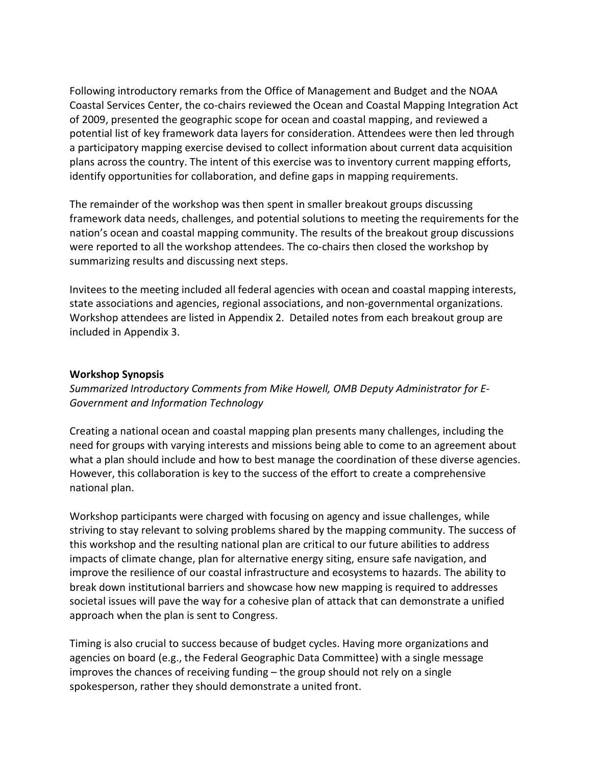Following introductory remarks from the Office of Management and Budget and the NOAA Coastal Services Center, the co-chairs reviewed the Ocean and Coastal Mapping Integration Act of 2009, presented the geographic scope for ocean and coastal mapping, and reviewed a potential list of key framework data layers for consideration. Attendees were then led through a participatory mapping exercise devised to collect information about current data acquisition plans across the country. The intent of this exercise was to inventory current mapping efforts, identify opportunities for collaboration, and define gaps in mapping requirements.

The remainder of the workshop was then spent in smaller breakout groups discussing framework data needs, challenges, and potential solutions to meeting the requirements for the nation's ocean and coastal mapping community. The results of the breakout group discussions were reported to all the workshop attendees. The co-chairs then closed the workshop by summarizing results and discussing next steps.

Invitees to the meeting included all federal agencies with ocean and coastal mapping interests, state associations and agencies, regional associations, and non-governmental organizations. Workshop attendees are listed in Appendix 2. Detailed notes from each breakout group are included in Appendix 3.

**Workshop Synopsis**

*Summarized Introductory Comments from Mike Howell, OMB Deputy Administrator for E-Government and Information Technology*

Creating a national ocean and coastal mapping plan presents many challenges, including the need for groups with varying interests and missions being able to come to an agreement about what a plan should include and how to best manage the coordination of these diverse agencies. However, this collaboration is key to the success of the effort to create a comprehensive national plan.

Workshop participants were charged with focusing on agency and issue challenges, while striving to stay relevant to solving problems shared by the mapping community. The success of this workshop and the resulting national plan are critical to our future abilities to address impacts of climate change, plan for alternative energy siting, ensure safe navigation, and improve the resilience of our coastal infrastructure and ecosystems to hazards. The ability to break down institutional barriers and showcase how new mapping is required to addresses societal issues will pave the way for a cohesive plan of attack that can demonstrate a unified approach when the plan is sent to Congress.

Timing is also crucial to success because of budget cycles. Having more organizations and agencies on board (e.g., the Federal Geographic Data Committee) with a single message improves the chances of receiving funding – the group should not rely on a single spokesperson, rather they should demonstrate a united front.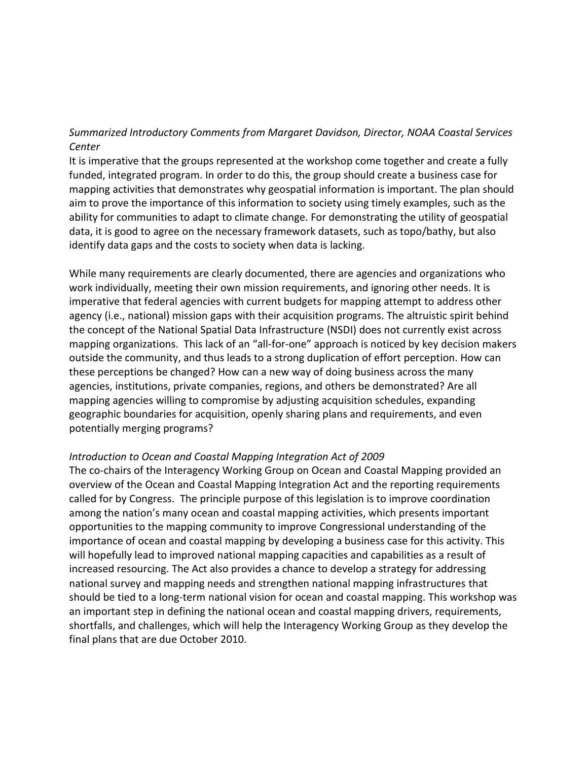*Summarized Introductory Comments from Margaret Davidson, Director, NOAA Coastal Services Center*

It is imperative that the groups represented at the workshop come together and create a fully funded, integrated program. In order to do this, the group should create a business case for mapping activities that demonstrates why geospatial information is important. The plan should aim to prove the importance of this information to society using timely examples, such as the ability for communities to adapt to climate change. For demonstrating the utility of geospatial data, it is good to agree on the necessary framework datasets, such as topo/bathy, but also identify data gaps and the costs to society when data is lacking.

While many requirements are clearly documented, there are agencies and organizations who work individually, meeting their own mission requirements, and ignoring other needs. It is imperative that federal agencies with current budgets for mapping attempt to address other agency (i.e., national) mission gaps with their acquisition programs. The altruistic spirit behind the concept of the National Spatial Data Infrastructure (NSDI) does not currently exist across mapping organizations. This lack of an "all-for-one" approach is noticed by key decision makers outside the community, and thus leads to a strong duplication of effort perception. How can these perceptions be changed? How can a new way of doing business across the many agencies, institutions, private companies, regions, and others be demonstrated? Are all mapping agencies willing to compromise by adjusting acquisition schedules, expanding geographic boundaries for acquisition, openly sharing plans and requirements, and even potentially merging programs?

*Introduction to Ocean and Coastal Mapping Integration Act of 2009*

The co-chairs of the Interagency Working Group on Ocean and Coastal Mapping provided an overview of the Ocean and Coastal Mapping Integration Act and the reporting requirements called for by Congress. The principle purpose of this legislation is to improve coordination among the nation's many ocean and coastal mapping activities, which presents important opportunities to the mapping community to improve Congressional understanding of the importance of ocean and coastal mapping by developing a business case for this activity. This will hopefully lead to improved national mapping capacities and capabilities as a result of increased resourcing. The Act also provides a chance to develop a strategy for addressing national survey and mapping needs and strengthen national mapping infrastructures that should be tied to a long-term national vision for ocean and coastal mapping. This workshop was an important step in defining the national ocean and coastal mapping drivers, requirements, shortfalls, and challenges, which will help the Interagency Working Group as they develop the final plans that are due October 2010.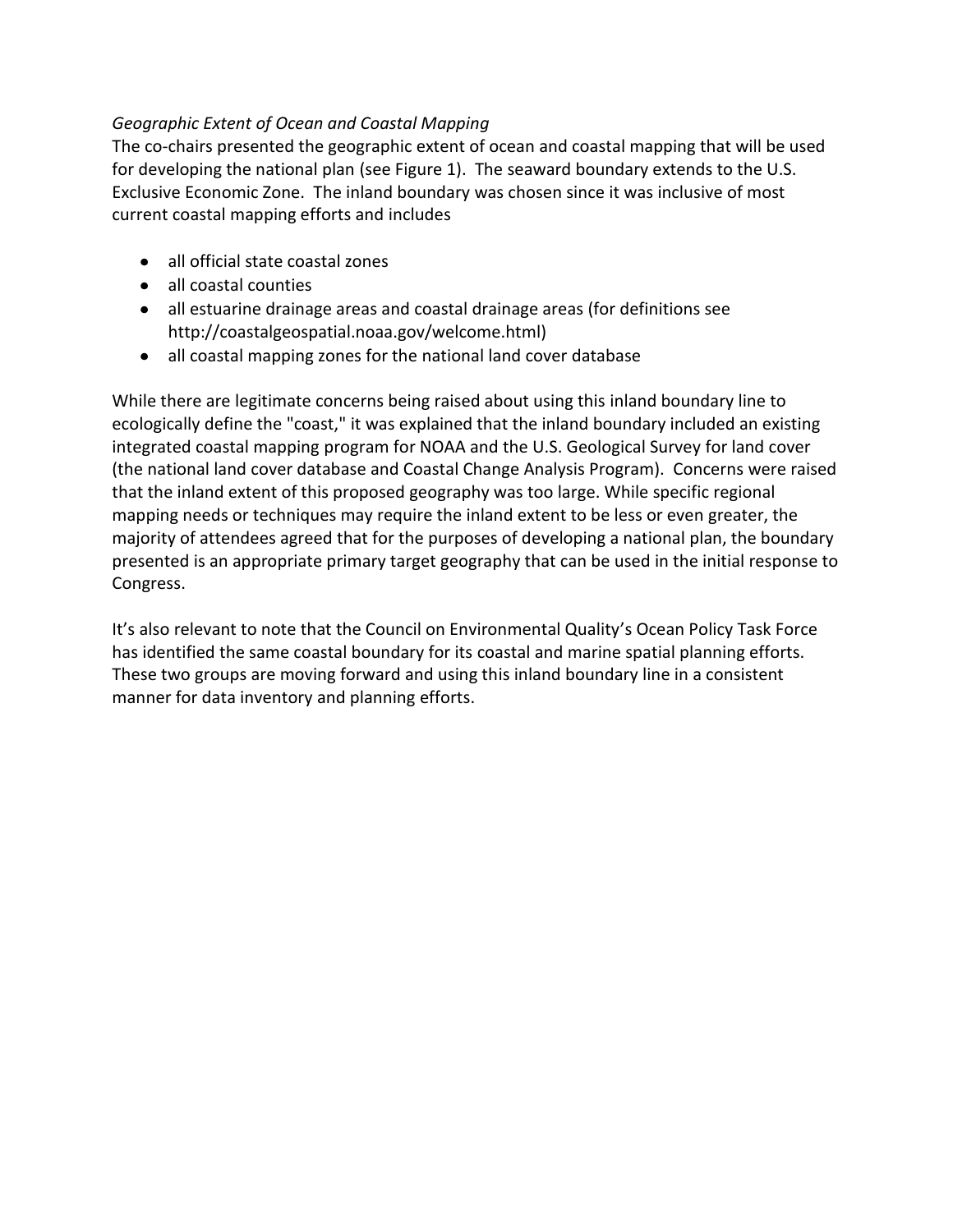*Geographic Extent of Ocean and Coastal Mapping*

The co-chairs presented the geographic extent of ocean and coastal mapping that will be used for developing the national plan (see Figure 1). The seaward boundary extends to the U.S. Exclusive Economic Zone. The inland boundary was chosen since it was inclusive of most current coastal mapping efforts and includes

- all official state coastal zones
- all coastal counties
- all estuarine drainage areas and coastal drainage areas (for definitions see http://coastalgeospatial.noaa.gov/welcome.html)
- all coastal mapping zones for the national land cover database

While there are legitimate concerns being raised about using this inland boundary line to ecologically define the "coast," it was explained that the inland boundary included an existing integrated coastal mapping program for NOAA and the U.S. Geological Survey for land cover (the national land cover database and Coastal Change Analysis Program). Concerns were raised that the inland extent of this proposed geography was too large. While specific regional mapping needs or techniques may require the inland extent to be less or even greater, the majority of attendees agreed that for the purposes of developing a national plan, the boundary presented is an appropriate primary target geography that can be used in the initial response to Congress.

It's also relevant to note that the Council on Environmental Quality's Ocean Policy Task Force has identified the same coastal boundary for its coastal and marine spatial planning efforts. These two groups are moving forward and using this inland boundary line in a consistent manner for data inventory and planning efforts.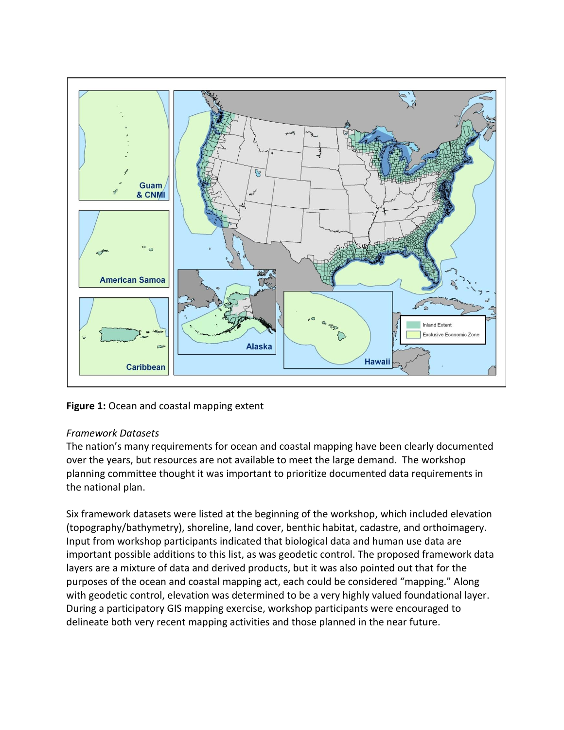**Figure 1:** Ocean and coastal mapping extent

*Framework Datasets*

The nation's many requirements for ocean and coastal mapping have been clearly documented over the years, but resources are not available to meet the large demand. The workshop planning committee thought it was important to prioritize documented data requirements in the national plan.

Six framework datasets were listed at the beginning of the workshop, which included elevation (topography/bathymetry), shoreline, land cover, benthic habitat, cadastre, and orthoimagery. Input from workshop participants indicated that biological data and human use data are important possible additions to this list, as was geodetic control. The proposed framework data layers are a mixture of data and derived products, but it was also pointed out that for the purposes of the ocean and coastal mapping act, each could be considered "mapping." Along with geodetic control, elevation was determined to be a very highly valued foundational layer. During a participatory GIS mapping exercise, workshop participants were encouraged to delineate both very recent mapping activities and those planned in the near future.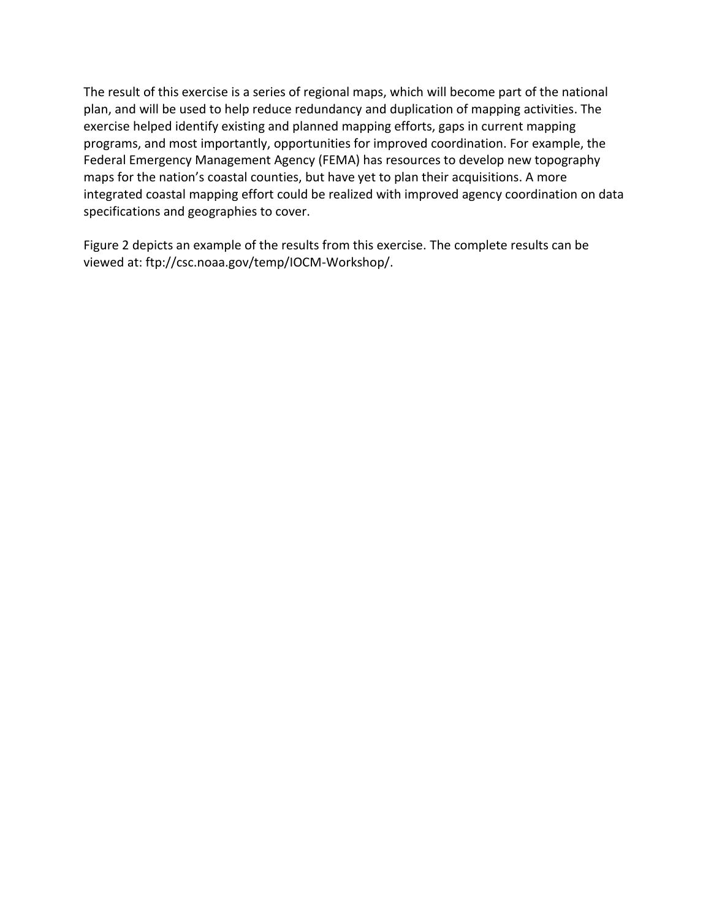The result of this exercise is a series of regional maps, which will become part of the national plan, and will be used to help reduce redundancy and duplication of mapping activities. The exercise helped identify existing and planned mapping efforts, gaps in current mapping programs, and most importantly, opportunities for improved coordination. For example, the Federal Emergency Management Agency (FEMA) has resources to develop new topography maps for the nation's coastal counties, but have yet to plan their acquisitions. A more integrated coastal mapping effort could be realized with improved agency coordination on data specifications and geographies to cover.

Figure 2 depicts an example of the results from this exercise. The complete results can be viewed at: ftp://csc.noaa.gov/temp/IOCM-Workshop/.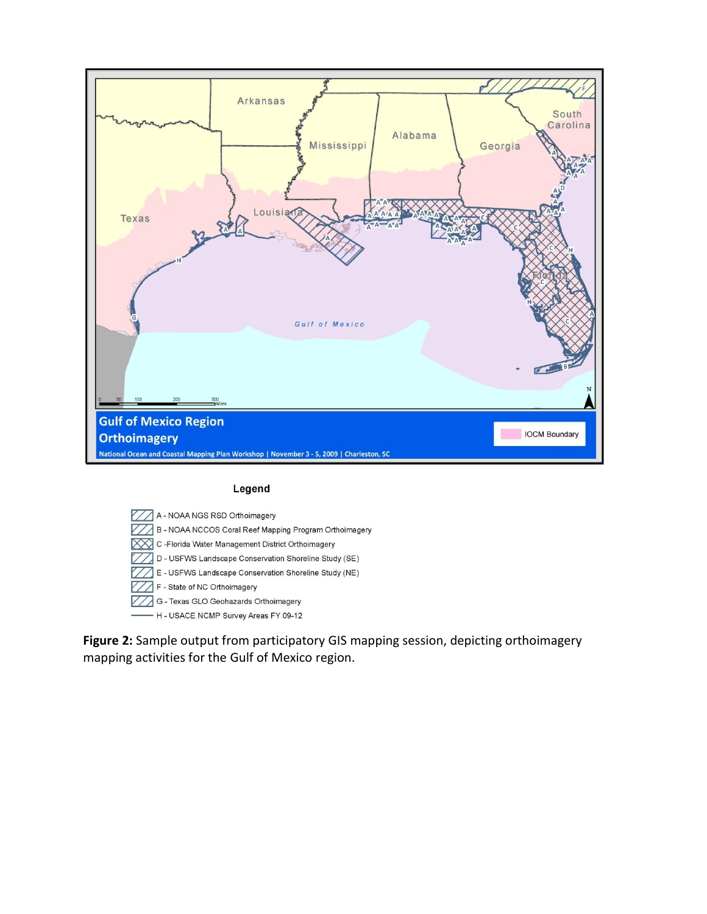Legend

- A - NOAA NGS RSD Orthoimagery
- B - NOAA NCCOS Coral Reef Mapping Program Orthoimagery
- C -Florida Water Management District Orthoimagery
- D - USFWS Landscape Conservation Shoreline Study (SE)
- E - USFWS Landscape Conservation Shoreline Study (NE)
- F - State of NC Orthoimagery
- G - Texas GLO Geohazards Orthoimagery
- H - USACE NCMP Survey Areas FY 09-12

**Figure 2:** Sample output from participatory GIS mapping session, depicting orthoimagery mapping activities for the Gulf of Mexico region.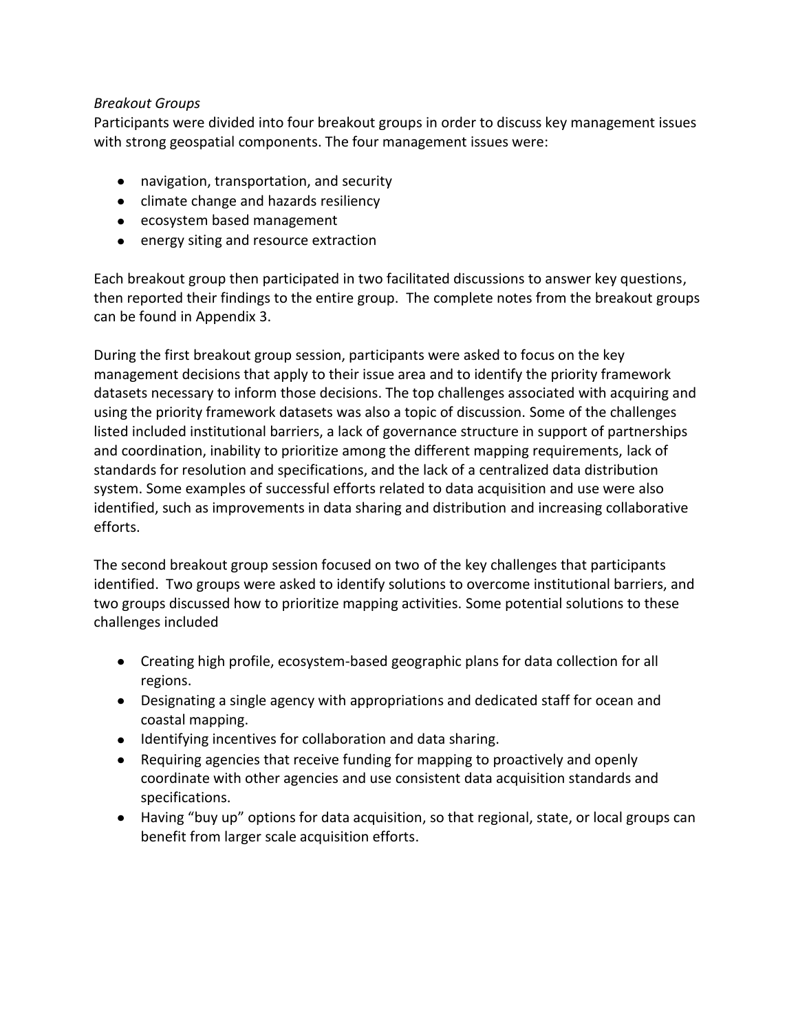*Breakout Groups*

Participants were divided into four breakout groups in order to discuss key management issues with strong geospatial components. The four management issues were:

- navigation, transportation, and security
- climate change and hazards resiliency
- ecosystem based management
- energy siting and resource extraction

Each breakout group then participated in two facilitated discussions to answer key questions, then reported their findings to the entire group. The complete notes from the breakout groups can be found in Appendix 3.

During the first breakout group session, participants were asked to focus on the key management decisions that apply to their issue area and to identify the priority framework datasets necessary to inform those decisions. The top challenges associated with acquiring and using the priority framework datasets was also a topic of discussion. Some of the challenges listed included institutional barriers, a lack of governance structure in support of partnerships and coordination, inability to prioritize among the different mapping requirements, lack of standards for resolution and specifications, and the lack of a centralized data distribution system. Some examples of successful efforts related to data acquisition and use were also identified, such as improvements in data sharing and distribution and increasing collaborative efforts.

The second breakout group session focused on two of the key challenges that participants identified. Two groups were asked to identify solutions to overcome institutional barriers, and two groups discussed how to prioritize mapping activities. Some potential solutions to these challenges included

- Creating high profile, ecosystem-based geographic plans for data collection for all regions.
- Designating a single agency with appropriations and dedicated staff for ocean and coastal mapping.
- Identifying incentives for collaboration and data sharing.
- Requiring agencies that receive funding for mapping to proactively and openly coordinate with other agencies and use consistent data acquisition standards and specifications.
- Having "buy up" options for data acquisition, so that regional, state, or local groups can benefit from larger scale acquisition efforts.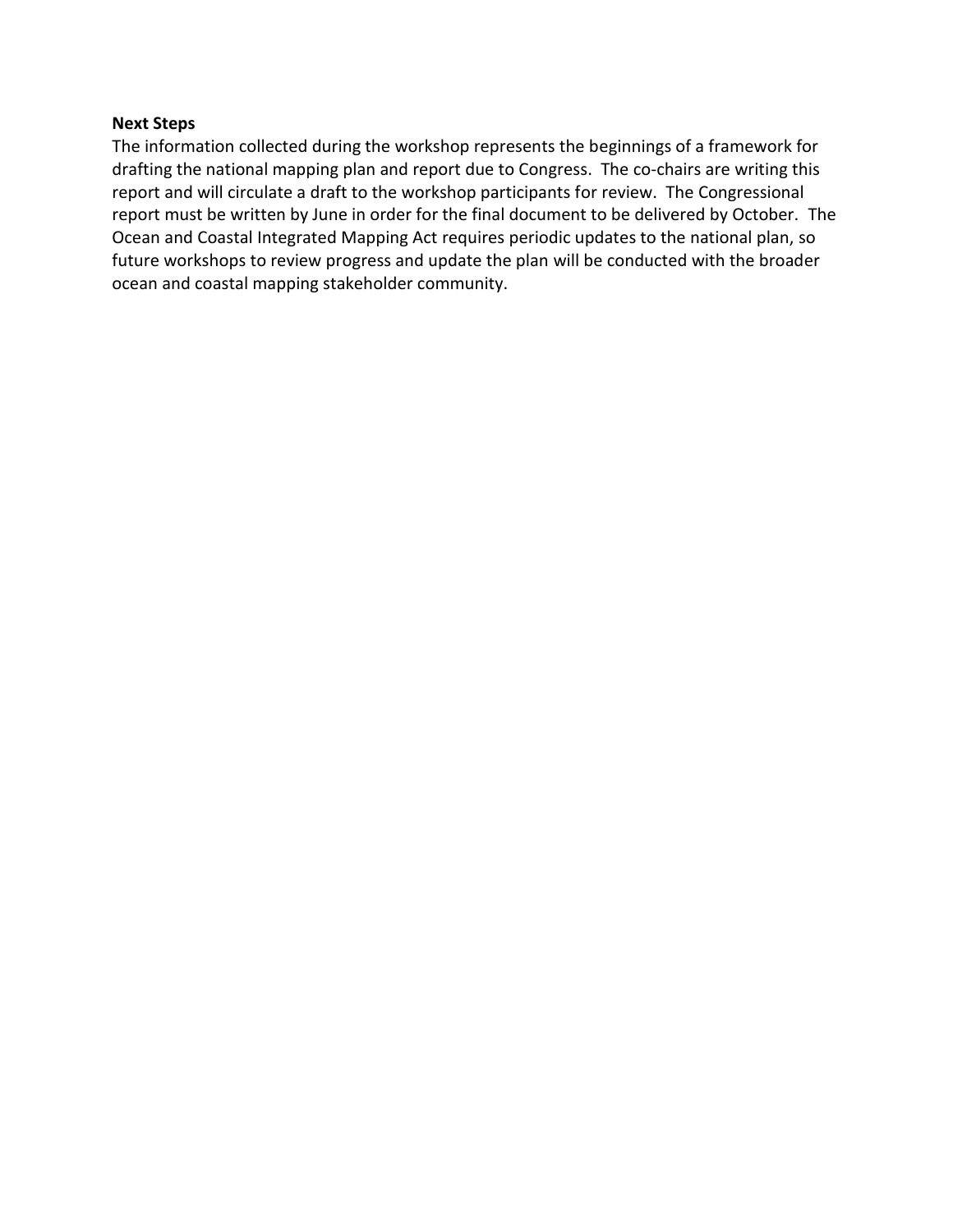**Next Steps**

The information collected during the workshop represents the beginnings of a framework for drafting the national mapping plan and report due to Congress. The co-chairs are writing this report and will circulate a draft to the workshop participants for review. The Congressional report must be written by June in order for the final document to be delivered by October. The Ocean and Coastal Integrated Mapping Act requires periodic updates to the national plan, so future workshops to review progress and update the plan will be conducted with the broader ocean and coastal mapping stakeholder community.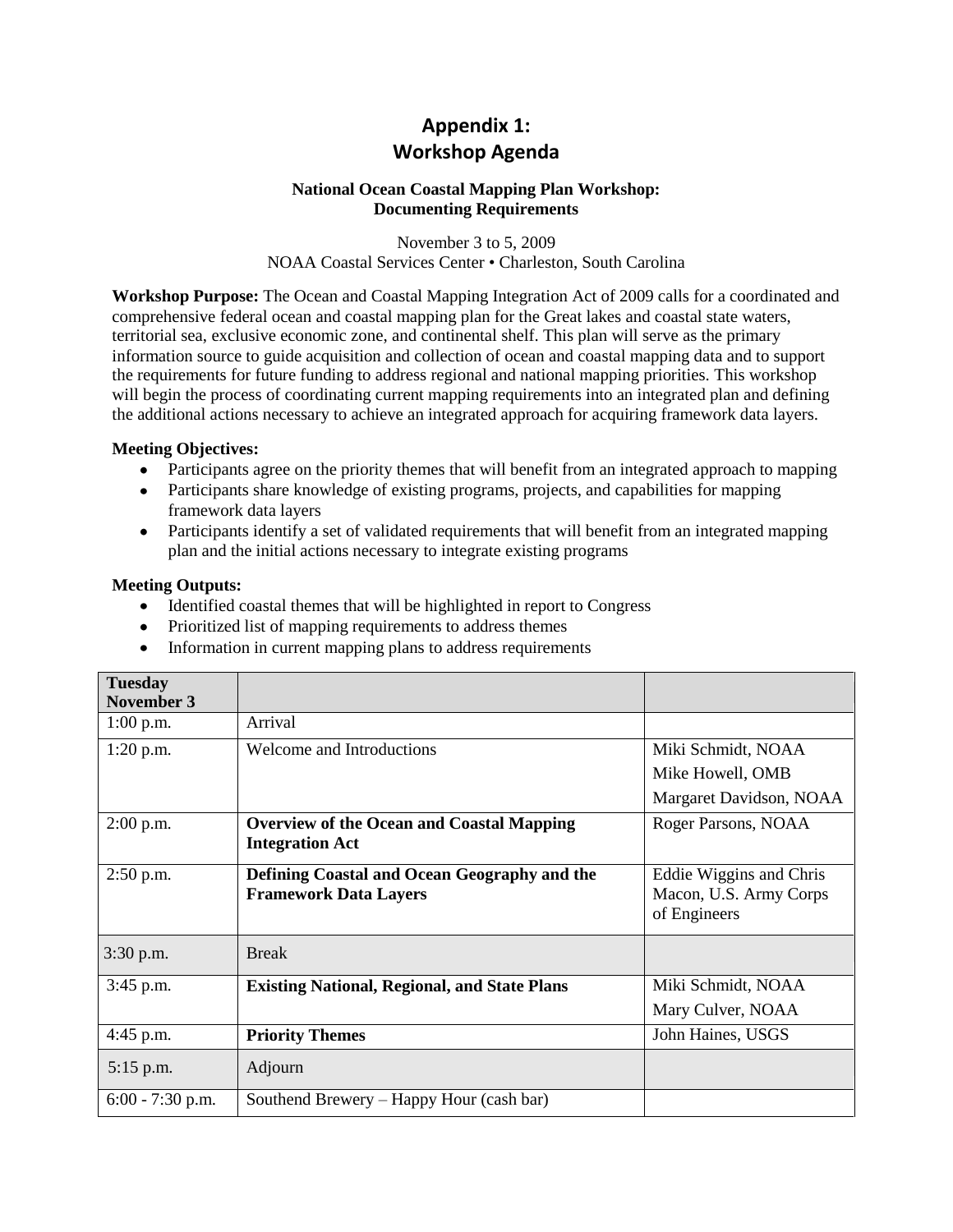# Appendix 1: Workshop Agenda

**National Ocean Coastal Mapping Plan Workshop: Documenting Requirements**

November 3 to 5, 2009
NOAA Coastal Services Center • Charleston, South Carolina

**Workshop Purpose:** The Ocean and Coastal Mapping Integration Act of 2009 calls for a coordinated and comprehensive federal ocean and coastal mapping plan for the Great lakes and coastal state waters, territorial sea, exclusive economic zone, and continental shelf. This plan will serve as the primary information source to guide acquisition and collection of ocean and coastal mapping data and to support the requirements for future funding to address regional and national mapping priorities. This workshop will begin the process of coordinating current mapping requirements into an integrated plan and defining the additional actions necessary to achieve an integrated approach for acquiring framework data layers.

**Meeting Objectives:**

- Participants agree on the priority themes that will benefit from an integrated approach to mapping
- Participants share knowledge of existing programs, projects, and capabilities for mapping framework data layers
- Participants identify a set of validated requirements that will benefit from an integrated mapping plan and the initial actions necessary to integrate existing programs

**Meeting Outputs:**

- Identified coastal themes that will be highlighted in report to Congress
- Prioritized list of mapping requirements to address themes
- Information in current mapping plans to address requirements

| **Tuesday November 3** | | |
|---|---|---|
| 1:00 p.m. | Arrival | |
| 1:20 p.m. | Welcome and Introductions | Miki Schmidt, NOAA<br>Mike Howell, OMB<br>Margaret Davidson, NOAA |
| 2:00 p.m. | **Overview of the Ocean and Coastal Mapping Integration Act** | Roger Parsons, NOAA |
| 2:50 p.m. | **Defining Coastal and Ocean Geography and the Framework Data Layers** | Eddie Wiggins and Chris Macon, U.S. Army Corps of Engineers |
| 3:30 p.m. | Break | |
| 3:45 p.m. | **Existing National, Regional, and State Plans** | Miki Schmidt, NOAA<br>Mary Culver, NOAA |
| 4:45 p.m. | **Priority Themes** | John Haines, USGS |
| 5:15 p.m. | Adjourn | |
| 6:00 - 7:30 p.m. | Southend Brewery – Happy Hour (cash bar) | |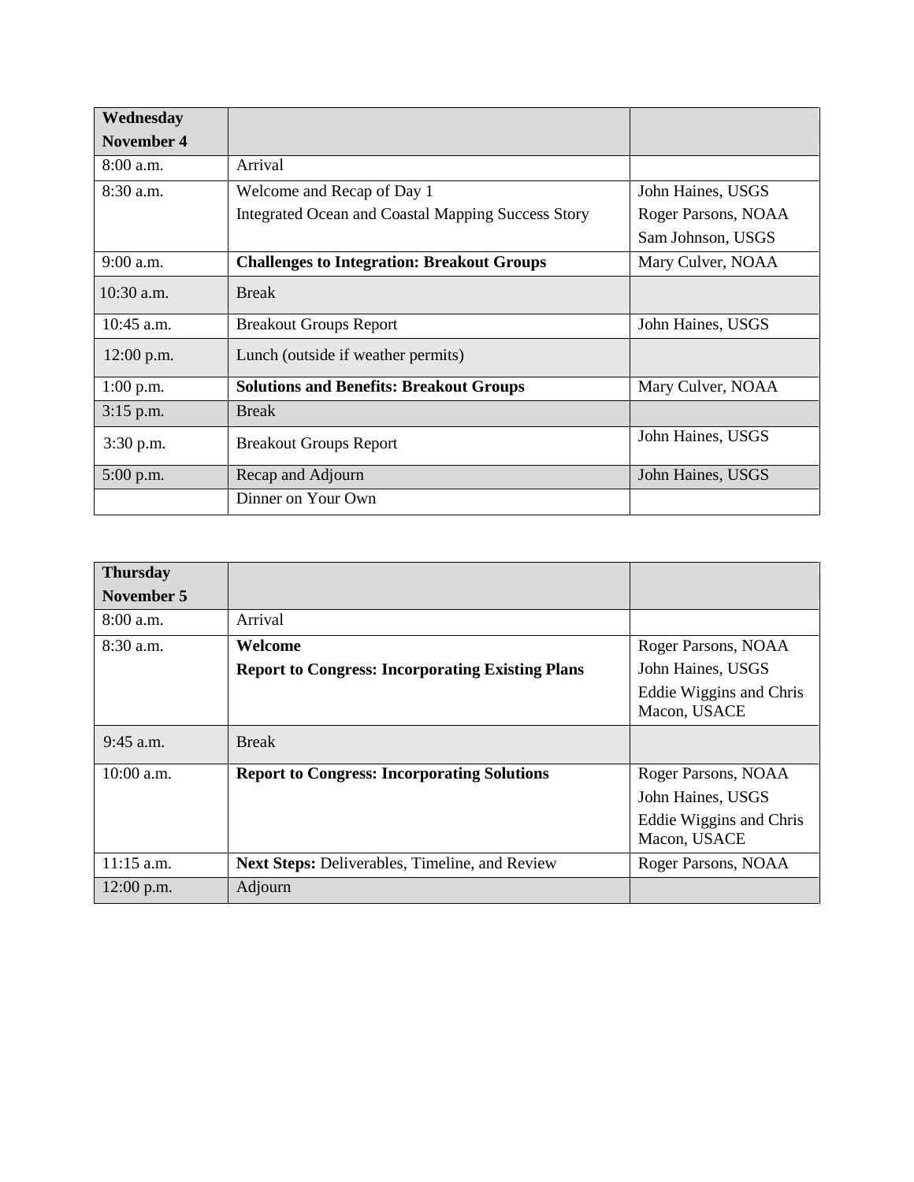| **Wednesday November 4** | | |
|---|---|---|
| 8:00 a.m. | Arrival | |
| 8:30 a.m. | Welcome and Recap of Day 1<br>Integrated Ocean and Coastal Mapping Success Story | John Haines, USGS<br>Roger Parsons, NOAA<br>Sam Johnson, USGS |
| 9:00 a.m. | **Challenges to Integration: Breakout Groups** | Mary Culver, NOAA |
| 10:30 a.m. | Break | |
| 10:45 a.m. | Breakout Groups Report | John Haines, USGS |
| 12:00 p.m. | Lunch (outside if weather permits) | |
| 1:00 p.m. | **Solutions and Benefits: Breakout Groups** | Mary Culver, NOAA |
| 3:15 p.m. | Break | |
| 3:30 p.m. | Breakout Groups Report | John Haines, USGS |
| 5:00 p.m. | Recap and Adjourn | John Haines, USGS |
| | Dinner on Your Own | |

| **Thursday November 5** | | |
|---|---|---|
| 8:00 a.m. | Arrival | |
| 8:30 a.m. | **Welcome**<br>**Report to Congress: Incorporating Existing Plans** | Roger Parsons, NOAA<br>John Haines, USGS<br>Eddie Wiggins and Chris Macon, USACE |
| 9:45 a.m. | Break | |
| 10:00 a.m. | **Report to Congress: Incorporating Solutions** | Roger Parsons, NOAA<br>John Haines, USGS<br>Eddie Wiggins and Chris Macon, USACE |
| 11:15 a.m. | **Next Steps:** Deliverables, Timeline, and Review | Roger Parsons, NOAA |
| 12:00 p.m. | Adjourn | |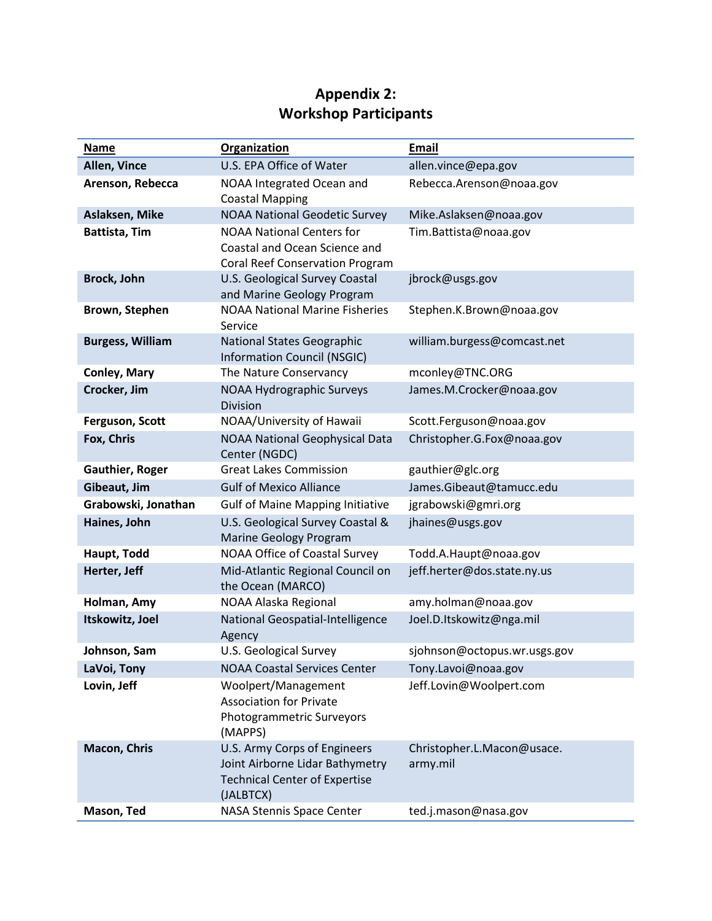# Appendix 2:
# Workshop Participants

| Name | Organization | Email |
|---|---|---|
| **Allen, Vince** | U.S. EPA Office of Water | allen.vince@epa.gov |
| **Arenson, Rebecca** | NOAA Integrated Ocean and Coastal Mapping | Rebecca.Arenson@noaa.gov |
| **Aslaksen, Mike** | NOAA National Geodetic Survey | Mike.Aslaksen@noaa.gov |
| **Battista, Tim** | NOAA National Centers for Coastal and Ocean Science and Coral Reef Conservation Program | Tim.Battista@noaa.gov |
| **Brock, John** | U.S. Geological Survey Coastal and Marine Geology Program | jbrock@usgs.gov |
| **Brown, Stephen** | NOAA National Marine Fisheries Service | Stephen.K.Brown@noaa.gov |
| **Burgess, William** | National States Geographic Information Council (NSGIC) | william.burgess@comcast.net |
| **Conley, Mary** | The Nature Conservancy | mconley@TNC.ORG |
| **Crocker, Jim** | NOAA Hydrographic Surveys Division | James.M.Crocker@noaa.gov |
| **Ferguson, Scott** | NOAA/University of Hawaii | Scott.Ferguson@noaa.gov |
| **Fox, Chris** | NOAA National Geophysical Data Center (NGDC) | Christopher.G.Fox@noaa.gov |
| **Gauthier, Roger** | Great Lakes Commission | gauthier@glc.org |
| **Gibeaut, Jim** | Gulf of Mexico Alliance | James.Gibeaut@tamucc.edu |
| **Grabowski, Jonathan** | Gulf of Maine Mapping Initiative | jgrabowski@gmri.org |
| **Haines, John** | U.S. Geological Survey Coastal & Marine Geology Program | jhaines@usgs.gov |
| **Haupt, Todd** | NOAA Office of Coastal Survey | Todd.A.Haupt@noaa.gov |
| **Herter, Jeff** | Mid-Atlantic Regional Council on the Ocean (MARCO) | jeff.herter@dos.state.ny.us |
| **Holman, Amy** | NOAA Alaska Regional | amy.holman@noaa.gov |
| **Itskowitz, Joel** | National Geospatial-Intelligence Agency | Joel.D.Itskowitz@nga.mil |
| **Johnson, Sam** | U.S. Geological Survey | sjohnson@octopus.wr.usgs.gov |
| **LaVoi, Tony** | NOAA Coastal Services Center | Tony.Lavoi@noaa.gov |
| **Lovin, Jeff** | Woolpert/Management Association for Private Photogrammetric Surveyors (MAPPS) | Jeff.Lovin@Woolpert.com |
| **Macon, Chris** | U.S. Army Corps of Engineers Joint Airborne Lidar Bathymetry Technical Center of Expertise (JALBTCX) | Christopher.L.Macon@usace.army.mil |
| **Mason, Ted** | NASA Stennis Space Center | ted.j.mason@nasa.gov |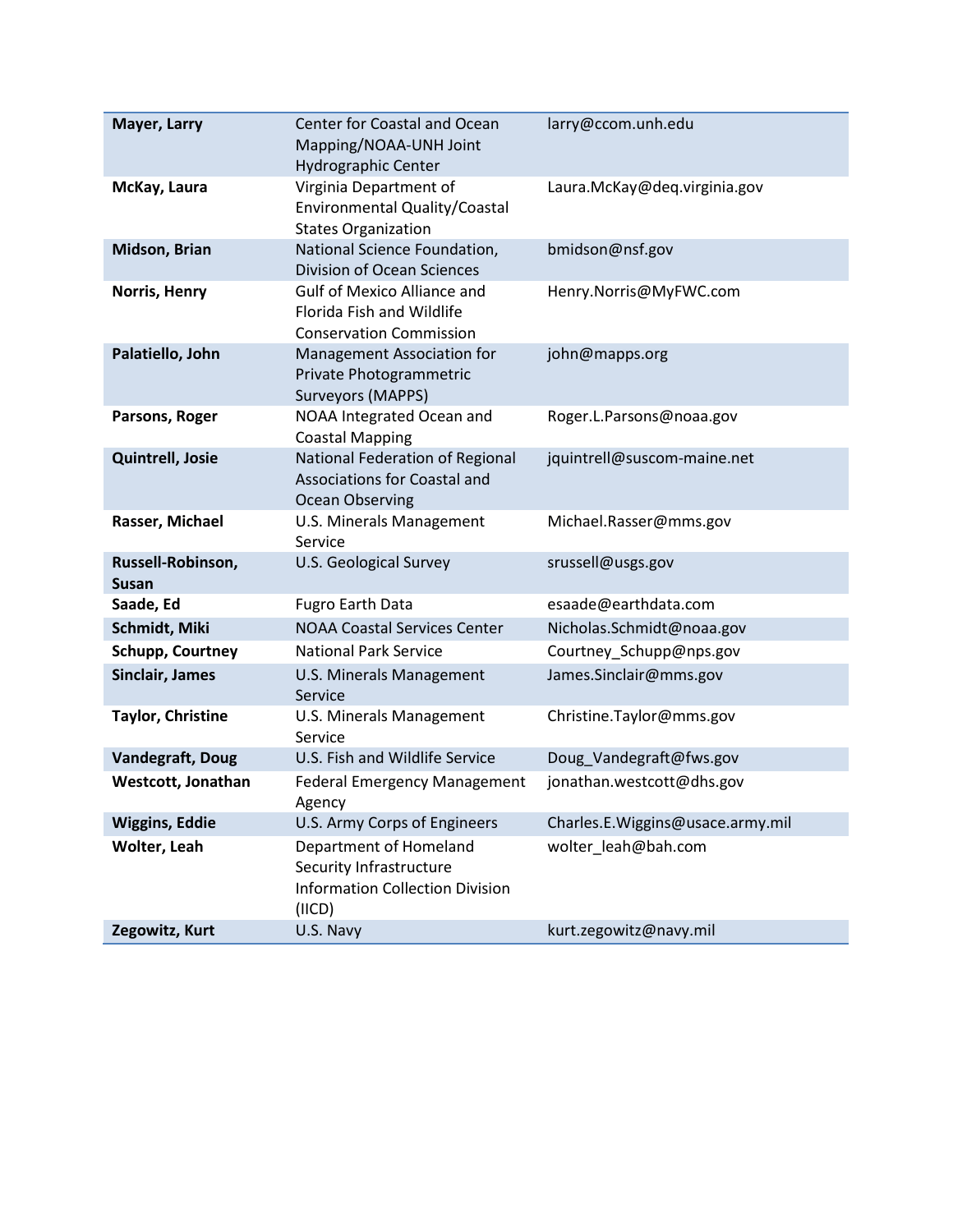| **Mayer, Larry** | Center for Coastal and Ocean Mapping/NOAA-UNH Joint Hydrographic Center | larry@ccom.unh.edu |
|---|---|---|
| **McKay, Laura** | Virginia Department of Environmental Quality/Coastal States Organization | Laura.McKay@deq.virginia.gov |
| **Midson, Brian** | National Science Foundation, Division of Ocean Sciences | bmidson@nsf.gov |
| **Norris, Henry** | Gulf of Mexico Alliance and Florida Fish and Wildlife Conservation Commission | Henry.Norris@MyFWC.com |
| **Palatiello, John** | Management Association for Private Photogrammetric Surveyors (MAPPS) | john@mapps.org |
| **Parsons, Roger** | NOAA Integrated Ocean and Coastal Mapping | Roger.L.Parsons@noaa.gov |
| **Quintrell, Josie** | National Federation of Regional Associations for Coastal and Ocean Observing | jquintrell@suscom-maine.net |
| **Rasser, Michael** | U.S. Minerals Management Service | Michael.Rasser@mms.gov |
| **Russell-Robinson, Susan** | U.S. Geological Survey | srussell@usgs.gov |
| **Saade, Ed** | Fugro Earth Data | esaade@earthdata.com |
| **Schmidt, Miki** | NOAA Coastal Services Center | Nicholas.Schmidt@noaa.gov |
| **Schupp, Courtney** | National Park Service | Courtney_Schupp@nps.gov |
| **Sinclair, James** | U.S. Minerals Management Service | James.Sinclair@mms.gov |
| **Taylor, Christine** | U.S. Minerals Management Service | Christine.Taylor@mms.gov |
| **Vandegraft, Doug** | U.S. Fish and Wildlife Service | Doug_Vandegraft@fws.gov |
| **Westcott, Jonathan** | Federal Emergency Management Agency | jonathan.westcott@dhs.gov |
| **Wiggins, Eddie** | U.S. Army Corps of Engineers | Charles.E.Wiggins@usace.army.mil |
| **Wolter, Leah** | Department of Homeland Security Infrastructure Information Collection Division (IICD) | wolter_leah@bah.com |
| **Zegowitz, Kurt** | U.S. Navy | kurt.zegowitz@navy.mil |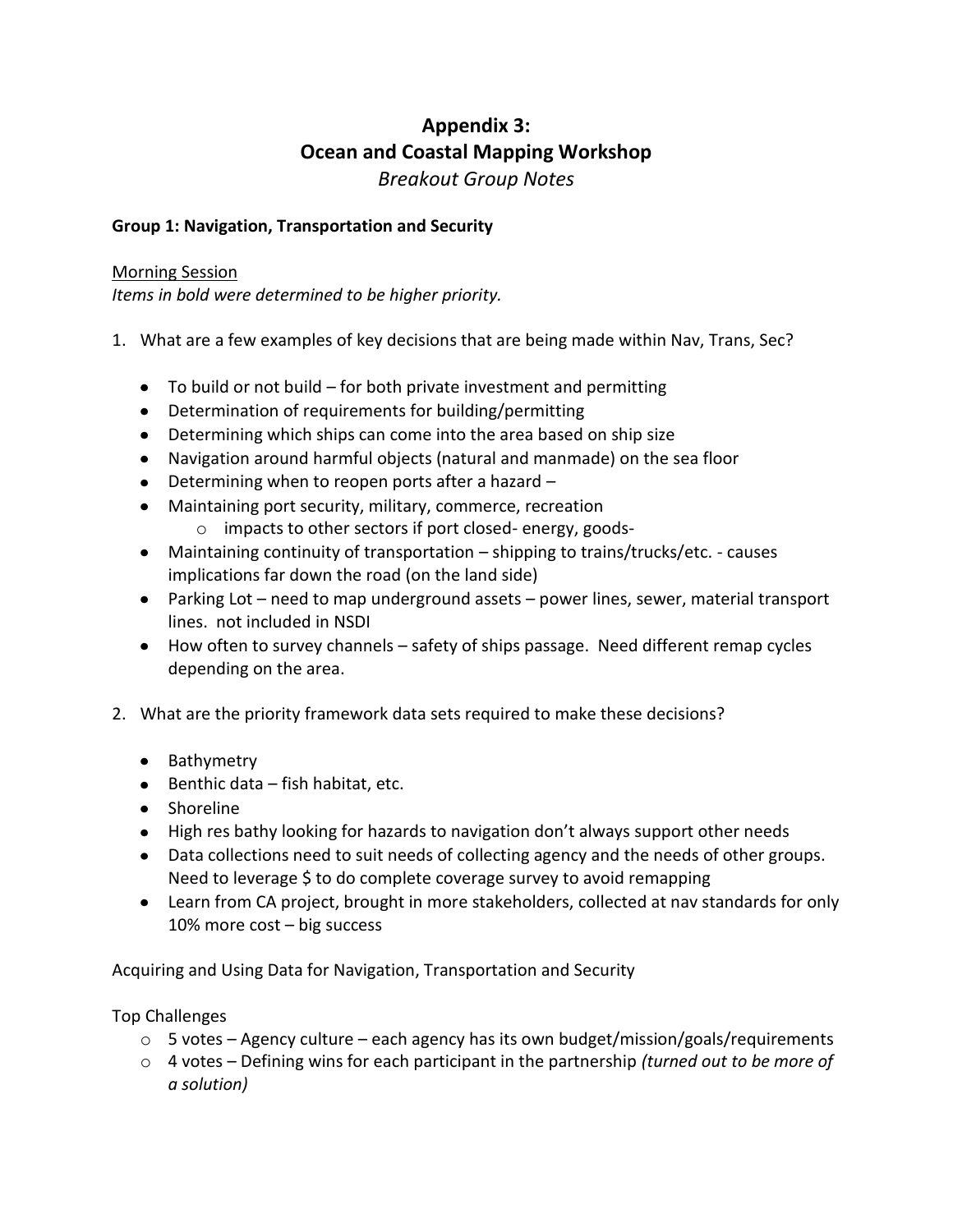# Appendix 3:
# Ocean and Coastal Mapping Workshop
## *Breakout Group Notes*

**Group 1: Navigation, Transportation and Security**

<u>Morning Session</u>

*Items in bold were determined to be higher priority.*

1. What are a few examples of key decisions that are being made within Nav, Trans, Sec?

   - To build or not build – for both private investment and permitting
   - Determination of requirements for building/permitting
   - Determining which ships can come into the area based on ship size
   - Navigation around harmful objects (natural and manmade) on the sea floor
   - Determining when to reopen ports after a hazard –
   - Maintaining port security, military, commerce, recreation
     - impacts to other sectors if port closed- energy, goods-
   - Maintaining continuity of transportation – shipping to trains/trucks/etc. - causes implications far down the road (on the land side)
   - Parking Lot – need to map underground assets – power lines, sewer, material transport lines. not included in NSDI
   - How often to survey channels – safety of ships passage. Need different remap cycles depending on the area.

2. What are the priority framework data sets required to make these decisions?

   - Bathymetry
   - Benthic data – fish habitat, etc.
   - Shoreline
   - High res bathy looking for hazards to navigation don't always support other needs
   - Data collections need to suit needs of collecting agency and the needs of other groups. Need to leverage $ to do complete coverage survey to avoid remapping
   - Learn from CA project, brought in more stakeholders, collected at nav standards for only 10% more cost – big success

Acquiring and Using Data for Navigation, Transportation and Security

Top Challenges

- 5 votes – Agency culture – each agency has its own budget/mission/goals/requirements
- 4 votes – Defining wins for each participant in the partnership *(turned out to be more of a solution)*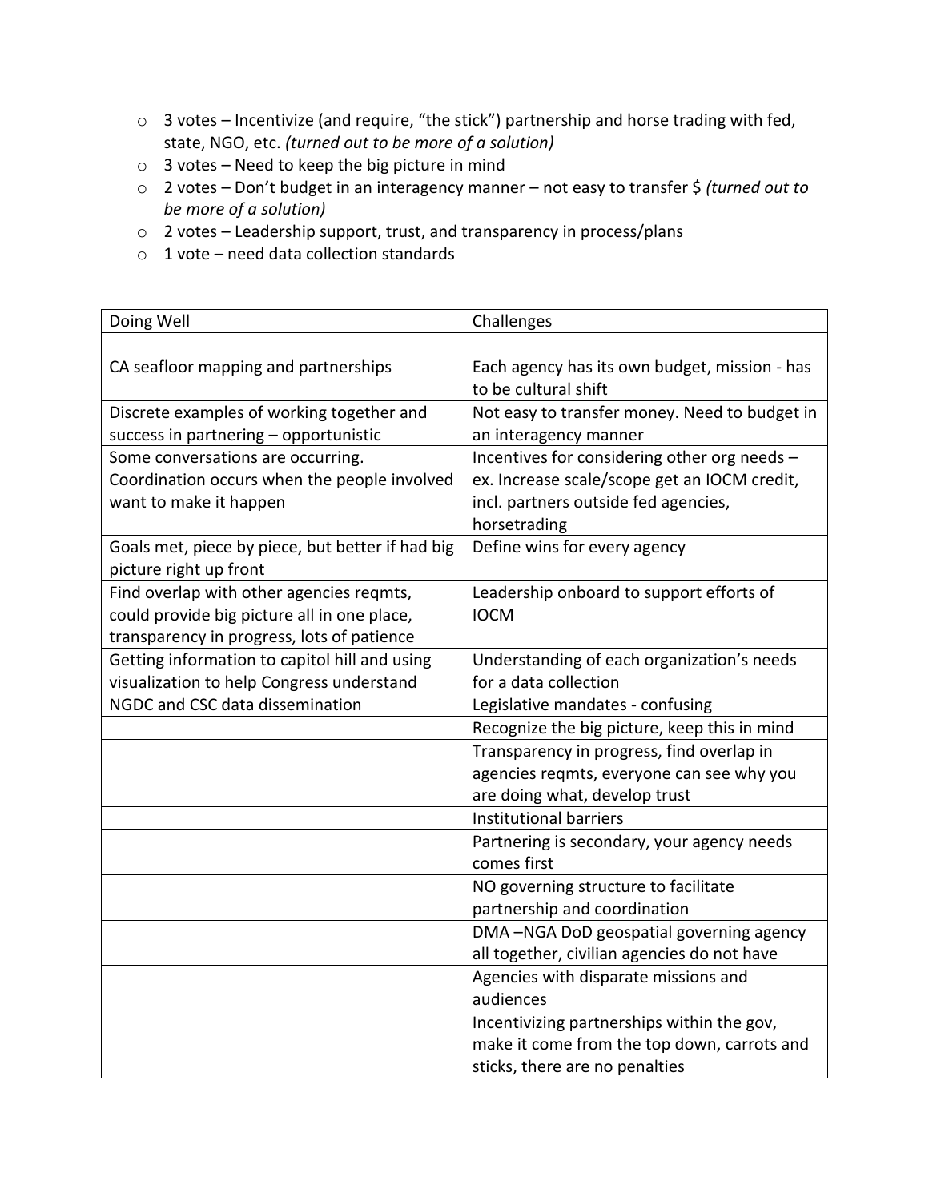- 3 votes – Incentivize (and require, “the stick”) partnership and horse trading with fed, state, NGO, etc. *(turned out to be more of a solution)*
- 3 votes – Need to keep the big picture in mind
- 2 votes – Don’t budget in an interagency manner – not easy to transfer $ *(turned out to be more of a solution)*
- 2 votes – Leadership support, trust, and transparency in process/plans
- 1 vote – need data collection standards

| Doing Well | Challenges |
|---|---|
| | |
| CA seafloor mapping and partnerships | Each agency has its own budget, mission - has to be cultural shift |
| Discrete examples of working together and success in partnering – opportunistic | Not easy to transfer money. Need to budget in an interagency manner |
| Some conversations are occurring. Coordination occurs when the people involved want to make it happen | Incentives for considering other org needs – ex. Increase scale/scope get an IOCM credit, incl. partners outside fed agencies, horsetrading |
| Goals met, piece by piece, but better if had big picture right up front | Define wins for every agency |
| Find overlap with other agencies reqmts, could provide big picture all in one place, transparency in progress, lots of patience | Leadership onboard to support efforts of IOCM |
| Getting information to capitol hill and using visualization to help Congress understand | Understanding of each organization’s needs for a data collection |
| NGDC and CSC data dissemination | Legislative mandates - confusing |
| | Recognize the big picture, keep this in mind |
| | Transparency in progress, find overlap in agencies reqmts, everyone can see why you are doing what, develop trust |
| | Institutional barriers |
| | Partnering is secondary, your agency needs comes first |
| | NO governing structure to facilitate partnership and coordination |
| | DMA –NGA DoD geospatial governing agency all together, civilian agencies do not have |
| | Agencies with disparate missions and audiences |
| | Incentivizing partnerships within the gov, make it come from the top down, carrots and sticks, there are no penalties |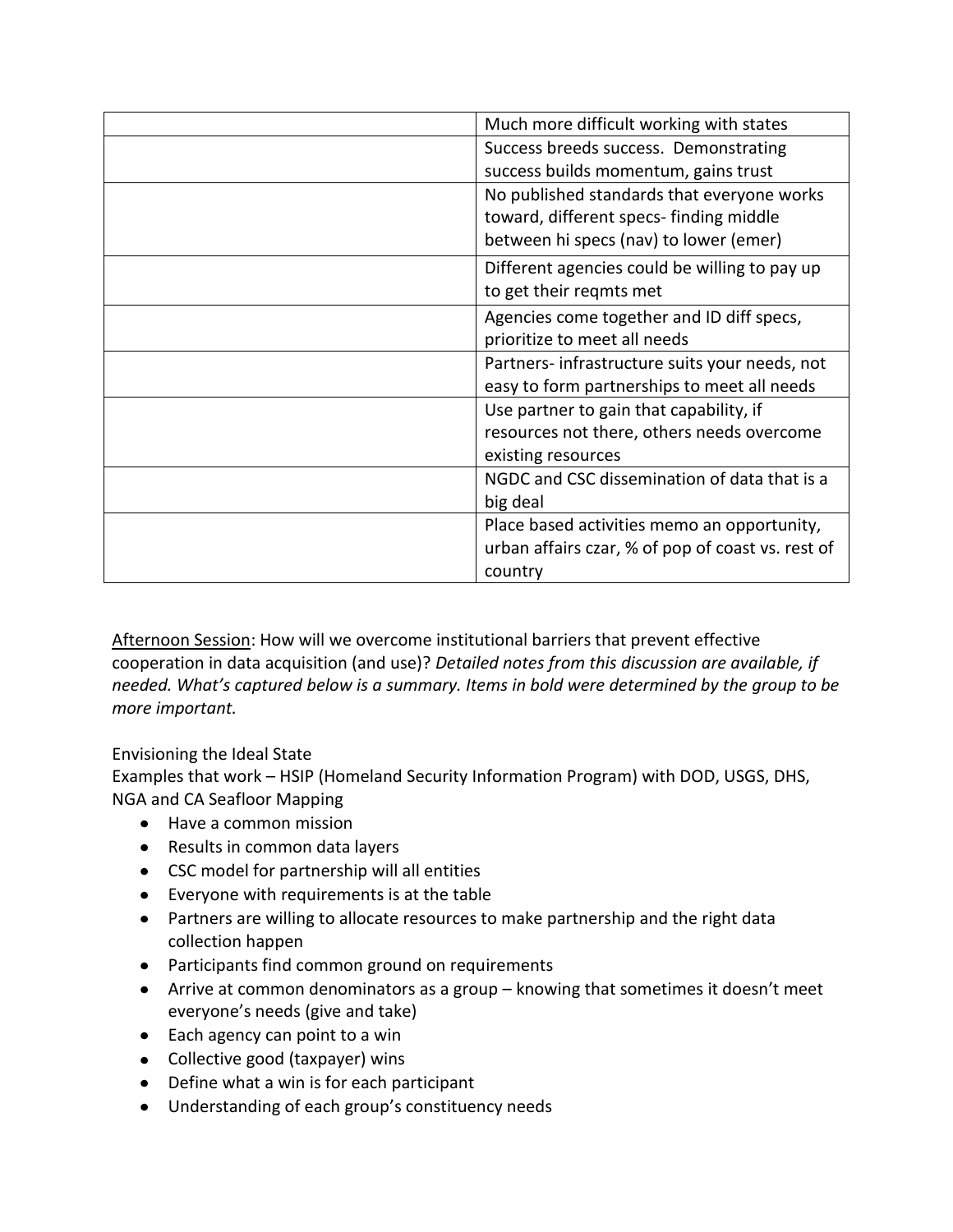| | |
|---|---|
| | Much more difficult working with states |
| | Success breeds success. Demonstrating success builds momentum, gains trust |
| | No published standards that everyone works toward, different specs- finding middle between hi specs (nav) to lower (emer) |
| | Different agencies could be willing to pay up to get their reqmts met |
| | Agencies come together and ID diff specs, prioritize to meet all needs |
| | Partners- infrastructure suits your needs, not easy to form partnerships to meet all needs |
| | Use partner to gain that capability, if resources not there, others needs overcome existing resources |
| | NGDC and CSC dissemination of data that is a big deal |
| | Place based activities memo an opportunity, urban affairs czar, % of pop of coast vs. rest of country |

<u>Afternoon Session</u>: How will we overcome institutional barriers that prevent effective cooperation in data acquisition (and use)? *Detailed notes from this discussion are available, if needed. What's captured below is a summary. Items in bold were determined by the group to be more important.*

Envisioning the Ideal State

Examples that work – HSIP (Homeland Security Information Program) with DOD, USGS, DHS, NGA and CA Seafloor Mapping

- Have a common mission
- Results in common data layers
- CSC model for partnership will all entities
- Everyone with requirements is at the table
- Partners are willing to allocate resources to make partnership and the right data collection happen
- Participants find common ground on requirements
- Arrive at common denominators as a group – knowing that sometimes it doesn't meet everyone's needs (give and take)
- Each agency can point to a win
- Collective good (taxpayer) wins
- Define what a win is for each participant
- Understanding of each group's constituency needs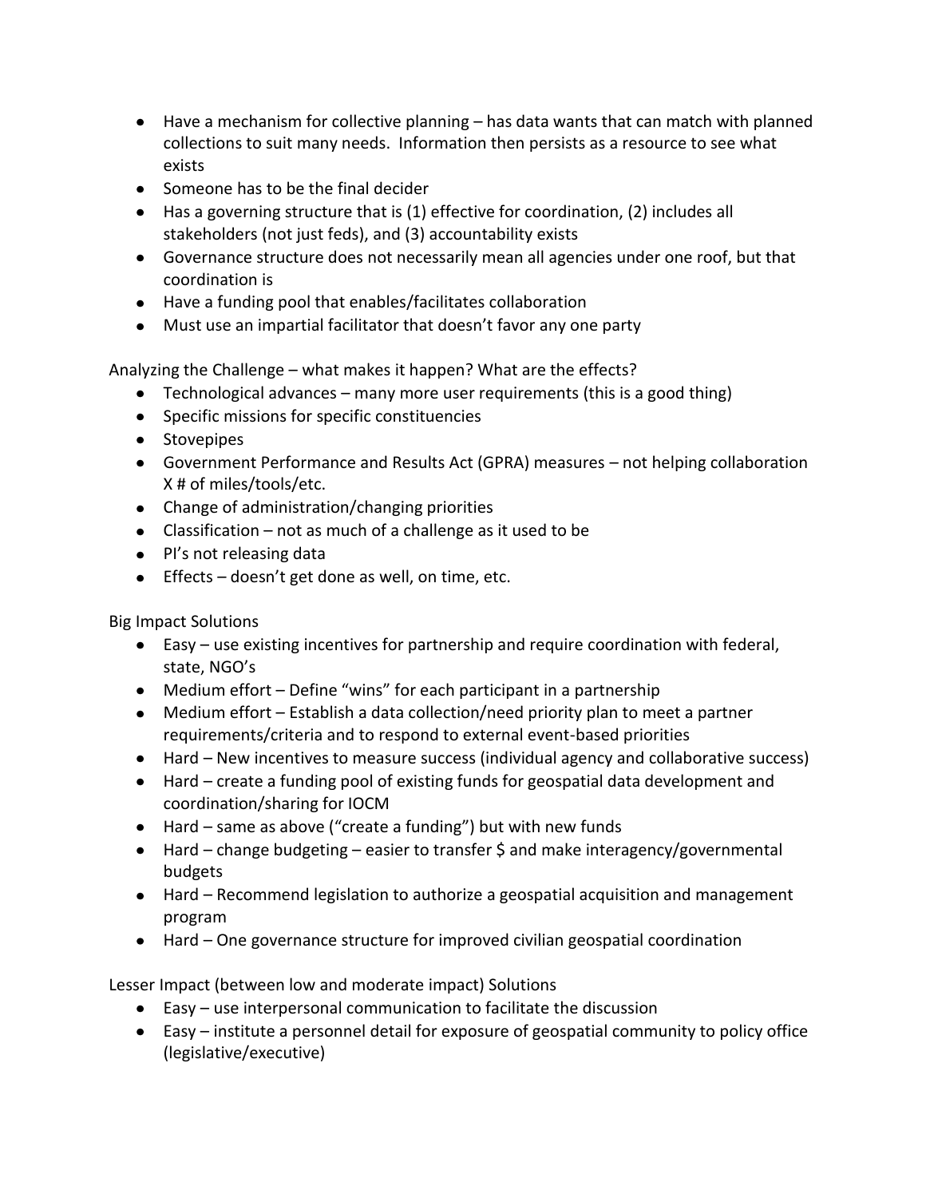- Have a mechanism for collective planning – has data wants that can match with planned collections to suit many needs. Information then persists as a resource to see what exists
- Someone has to be the final decider
- Has a governing structure that is (1) effective for coordination, (2) includes all stakeholders (not just feds), and (3) accountability exists
- Governance structure does not necessarily mean all agencies under one roof, but that coordination is
- Have a funding pool that enables/facilitates collaboration
- Must use an impartial facilitator that doesn't favor any one party

Analyzing the Challenge – what makes it happen? What are the effects?

- Technological advances – many more user requirements (this is a good thing)
- Specific missions for specific constituencies
- Stovepipes
- Government Performance and Results Act (GPRA) measures – not helping collaboration X # of miles/tools/etc.
- Change of administration/changing priorities
- Classification – not as much of a challenge as it used to be
- PI's not releasing data
- Effects – doesn't get done as well, on time, etc.

Big Impact Solutions

- Easy – use existing incentives for partnership and require coordination with federal, state, NGO's
- Medium effort – Define "wins" for each participant in a partnership
- Medium effort – Establish a data collection/need priority plan to meet a partner requirements/criteria and to respond to external event-based priorities
- Hard – New incentives to measure success (individual agency and collaborative success)
- Hard – create a funding pool of existing funds for geospatial data development and coordination/sharing for IOCM
- Hard – same as above ("create a funding") but with new funds
- Hard – change budgeting – easier to transfer $ and make interagency/governmental budgets
- Hard – Recommend legislation to authorize a geospatial acquisition and management program
- Hard – One governance structure for improved civilian geospatial coordination

Lesser Impact (between low and moderate impact) Solutions

- Easy – use interpersonal communication to facilitate the discussion
- Easy – institute a personnel detail for exposure of geospatial community to policy office (legislative/executive)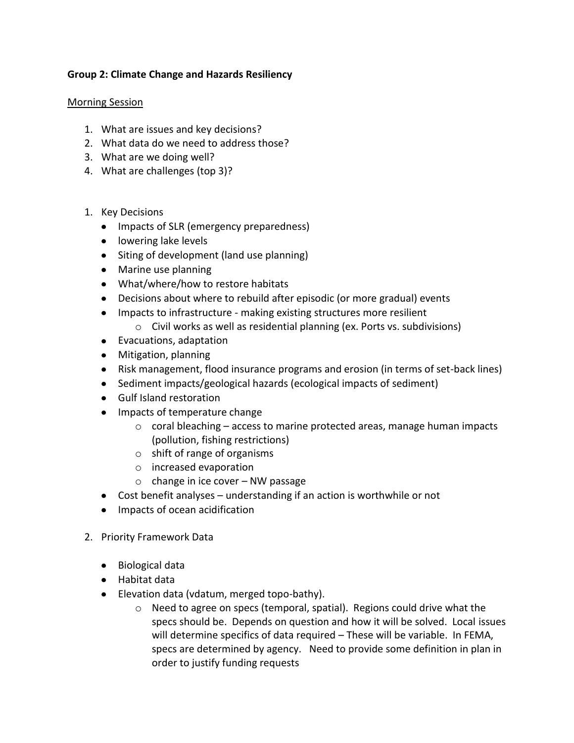**Group 2: Climate Change and Hazards Resiliency**

<u>Morning Session</u>

1. What are issues and key decisions?
2. What data do we need to address those?
3. What are we doing well?
4. What are challenges (top 3)?

1. Key Decisions
   - Impacts of SLR (emergency preparedness)
   - lowering lake levels
   - Siting of development (land use planning)
   - Marine use planning
   - What/where/how to restore habitats
   - Decisions about where to rebuild after episodic (or more gradual) events
   - Impacts to infrastructure - making existing structures more resilient
     - Civil works as well as residential planning (ex. Ports vs. subdivisions)
   - Evacuations, adaptation
   - Mitigation, planning
   - Risk management, flood insurance programs and erosion (in terms of set-back lines)
   - Sediment impacts/geological hazards (ecological impacts of sediment)
   - Gulf Island restoration
   - Impacts of temperature change
     - coral bleaching – access to marine protected areas, manage human impacts (pollution, fishing restrictions)
     - shift of range of organisms
     - increased evaporation
     - change in ice cover – NW passage
   - Cost benefit analyses – understanding if an action is worthwhile or not
   - Impacts of ocean acidification

2. Priority Framework Data
   - Biological data
   - Habitat data
   - Elevation data (vdatum, merged topo-bathy).
     - Need to agree on specs (temporal, spatial). Regions could drive what the specs should be. Depends on question and how it will be solved. Local issues will determine specifics of data required – These will be variable. In FEMA, specs are determined by agency. Need to provide some definition in plan in order to justify funding requests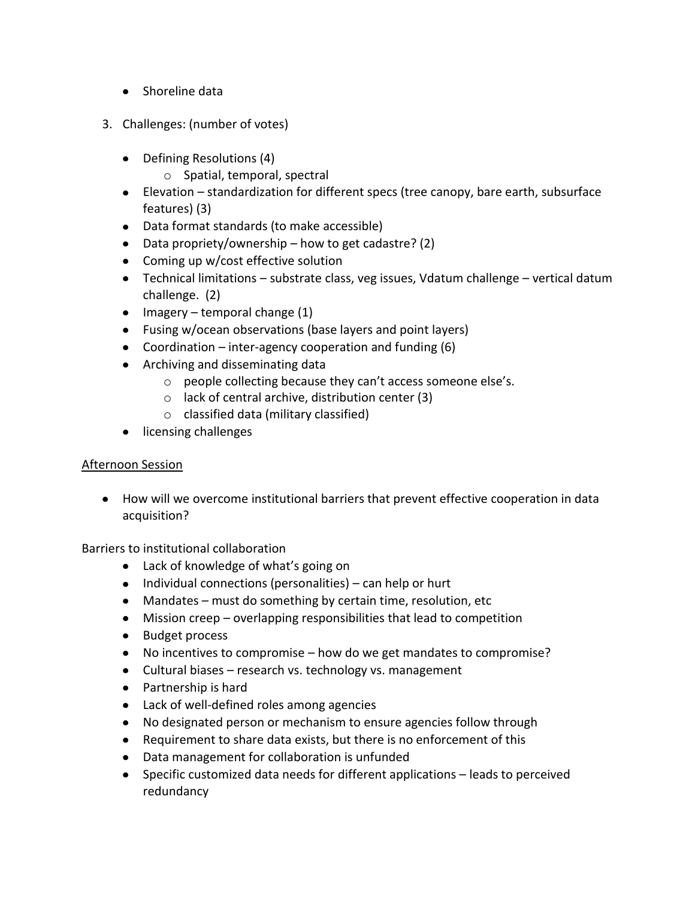- Shoreline data

3. Challenges: (number of votes)

    - Defining Resolutions (4)
        - Spatial, temporal, spectral
    - Elevation – standardization for different specs (tree canopy, bare earth, subsurface features) (3)
    - Data format standards (to make accessible)
    - Data propriety/ownership – how to get cadastre? (2)
    - Coming up w/cost effective solution
    - Technical limitations – substrate class, veg issues, Vdatum challenge – vertical datum challenge. (2)
    - Imagery – temporal change (1)
    - Fusing w/ocean observations (base layers and point layers)
    - Coordination – inter-agency cooperation and funding (6)
    - Archiving and disseminating data
        - people collecting because they can't access someone else's.
        - lack of central archive, distribution center (3)
        - classified data (military classified)
    - licensing challenges

<u>Afternoon Session</u>

- How will we overcome institutional barriers that prevent effective cooperation in data acquisition?

Barriers to institutional collaboration

- Lack of knowledge of what's going on
- Individual connections (personalities) – can help or hurt
- Mandates – must do something by certain time, resolution, etc
- Mission creep – overlapping responsibilities that lead to competition
- Budget process
- No incentives to compromise – how do we get mandates to compromise?
- Cultural biases – research vs. technology vs. management
- Partnership is hard
- Lack of well-defined roles among agencies
- No designated person or mechanism to ensure agencies follow through
- Requirement to share data exists, but there is no enforcement of this
- Data management for collaboration is unfunded
- Specific customized data needs for different applications – leads to perceived redundancy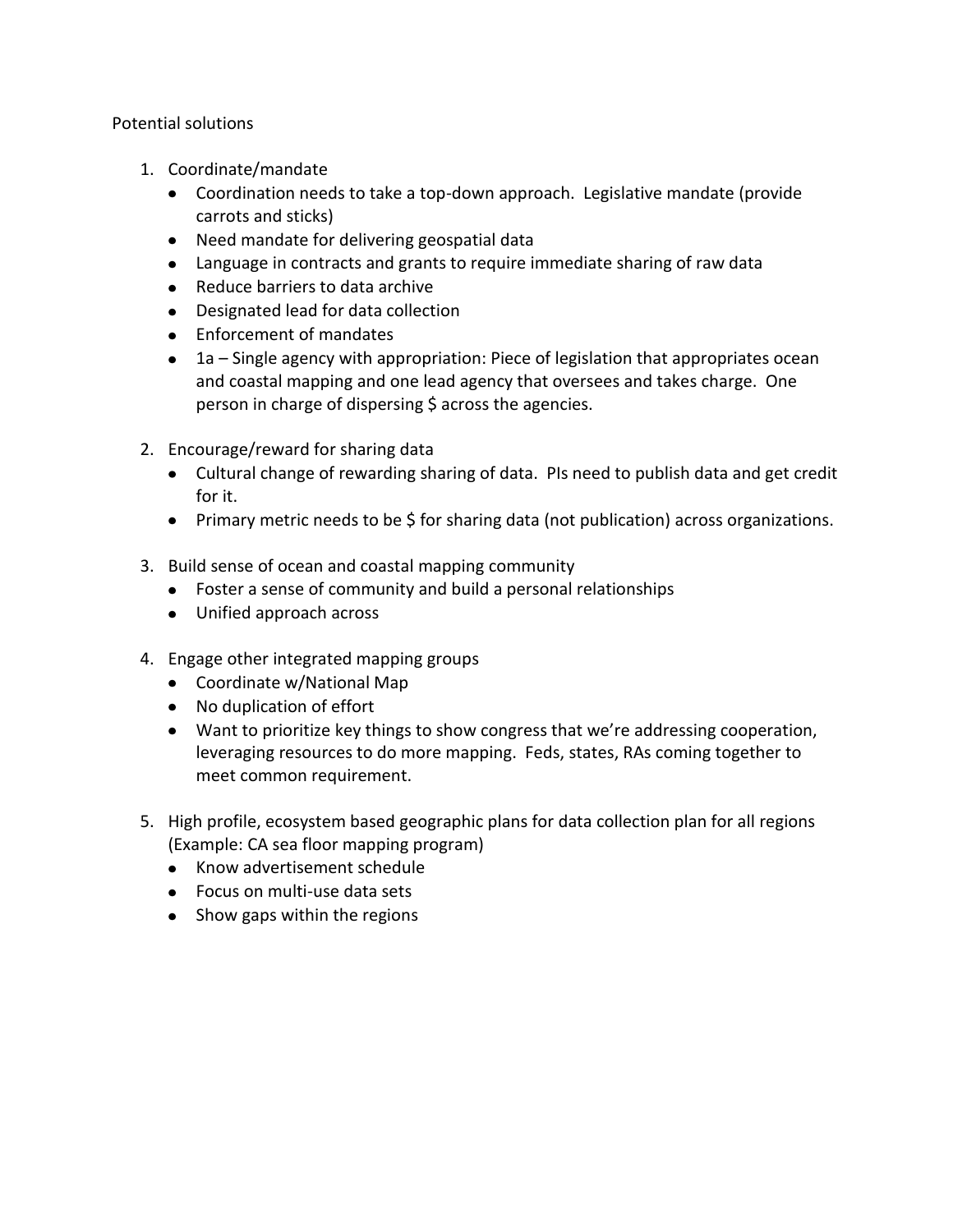Potential solutions

1. Coordinate/mandate
   - Coordination needs to take a top-down approach. Legislative mandate (provide carrots and sticks)
   - Need mandate for delivering geospatial data
   - Language in contracts and grants to require immediate sharing of raw data
   - Reduce barriers to data archive
   - Designated lead for data collection
   - Enforcement of mandates
   - 1a – Single agency with appropriation: Piece of legislation that appropriates ocean and coastal mapping and one lead agency that oversees and takes charge. One person in charge of dispersing $ across the agencies.

2. Encourage/reward for sharing data
   - Cultural change of rewarding sharing of data. PIs need to publish data and get credit for it.
   - Primary metric needs to be $ for sharing data (not publication) across organizations.

3. Build sense of ocean and coastal mapping community
   - Foster a sense of community and build a personal relationships
   - Unified approach across

4. Engage other integrated mapping groups
   - Coordinate w/National Map
   - No duplication of effort
   - Want to prioritize key things to show congress that we're addressing cooperation, leveraging resources to do more mapping. Feds, states, RAs coming together to meet common requirement.

5. High profile, ecosystem based geographic plans for data collection plan for all regions (Example: CA sea floor mapping program)
   - Know advertisement schedule
   - Focus on multi-use data sets
   - Show gaps within the regions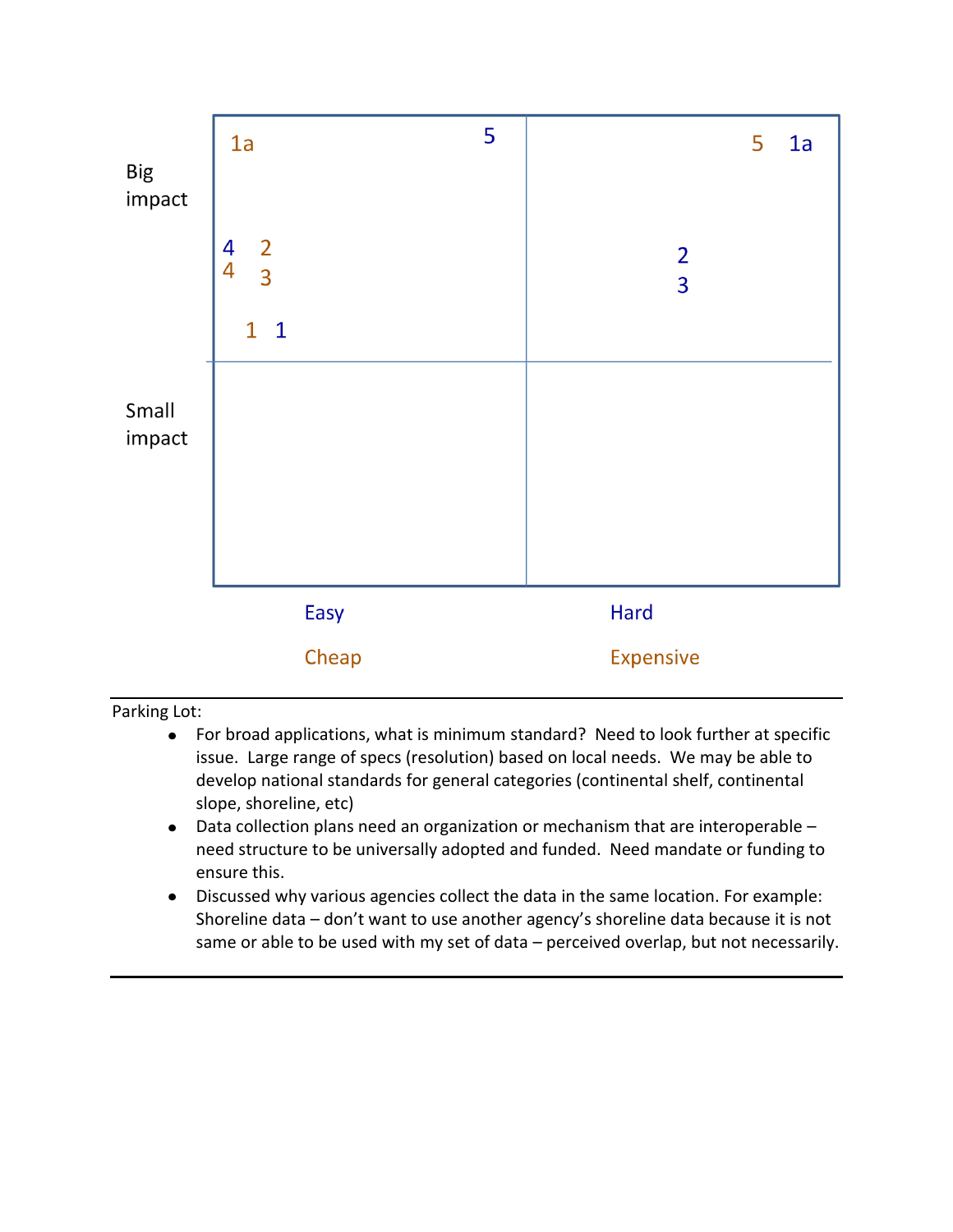| | Easy / Cheap | Hard / Expensive |
|---|---|---|
| **Big impact** | 1a (Cheap), 5 (Easy), 4 (Easy), 2 (Cheap), 4 (Cheap), 3 (Cheap), 1 (Cheap), 1 (Easy) | 5 (Expensive), 1a (Hard), 2 (Hard), 3 (Hard) |
| **Small impact** | | |

Parking Lot:

- For broad applications, what is minimum standard? Need to look further at specific issue. Large range of specs (resolution) based on local needs. We may be able to develop national standards for general categories (continental shelf, continental slope, shoreline, etc)
- Data collection plans need an organization or mechanism that are interoperable – need structure to be universally adopted and funded. Need mandate or funding to ensure this.
- Discussed why various agencies collect the data in the same location. For example: Shoreline data – don't want to use another agency's shoreline data because it is not same or able to be used with my set of data – perceived overlap, but not necessarily.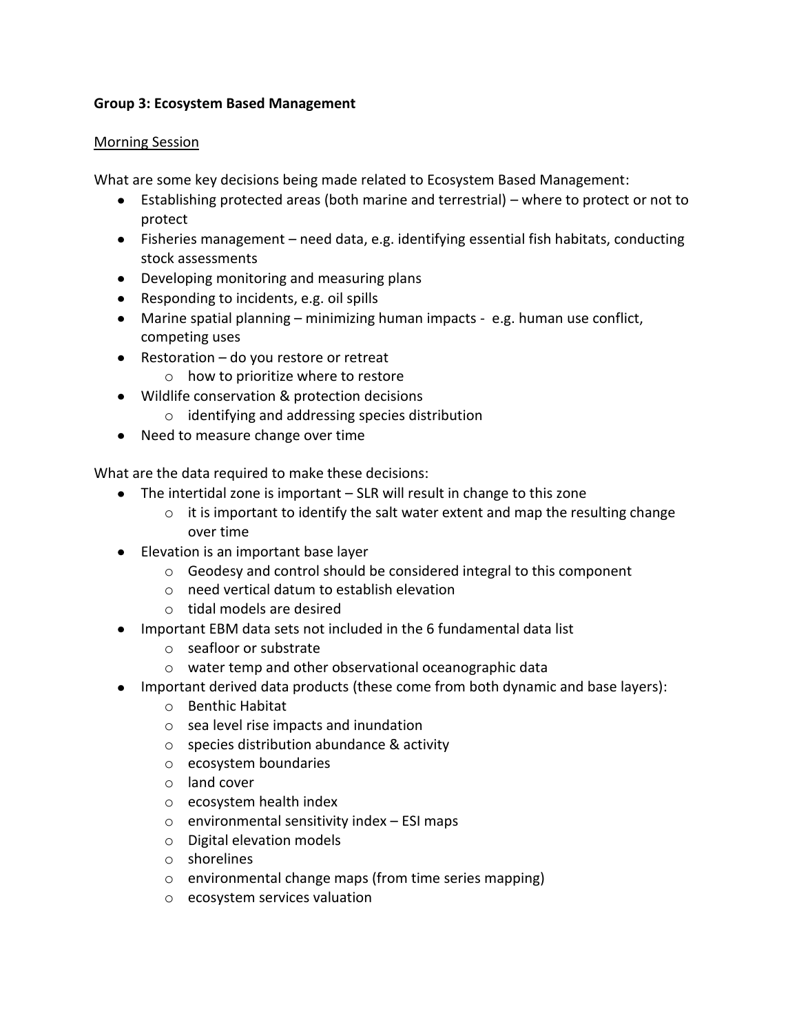**Group 3: Ecosystem Based Management**

Morning Session

What are some key decisions being made related to Ecosystem Based Management:

- Establishing protected areas (both marine and terrestrial) – where to protect or not to protect
- Fisheries management – need data, e.g. identifying essential fish habitats, conducting stock assessments
- Developing monitoring and measuring plans
- Responding to incidents, e.g. oil spills
- Marine spatial planning – minimizing human impacts - e.g. human use conflict, competing uses
- Restoration – do you restore or retreat
  - how to prioritize where to restore
- Wildlife conservation & protection decisions
  - identifying and addressing species distribution
- Need to measure change over time

What are the data required to make these decisions:

- The intertidal zone is important – SLR will result in change to this zone
  - it is important to identify the salt water extent and map the resulting change over time
- Elevation is an important base layer
  - Geodesy and control should be considered integral to this component
  - need vertical datum to establish elevation
  - tidal models are desired
- Important EBM data sets not included in the 6 fundamental data list
  - seafloor or substrate
  - water temp and other observational oceanographic data
- Important derived data products (these come from both dynamic and base layers):
  - Benthic Habitat
  - sea level rise impacts and inundation
  - species distribution abundance & activity
  - ecosystem boundaries
  - land cover
  - ecosystem health index
  - environmental sensitivity index – ESI maps
  - Digital elevation models
  - shorelines
  - environmental change maps (from time series mapping)
  - ecosystem services valuation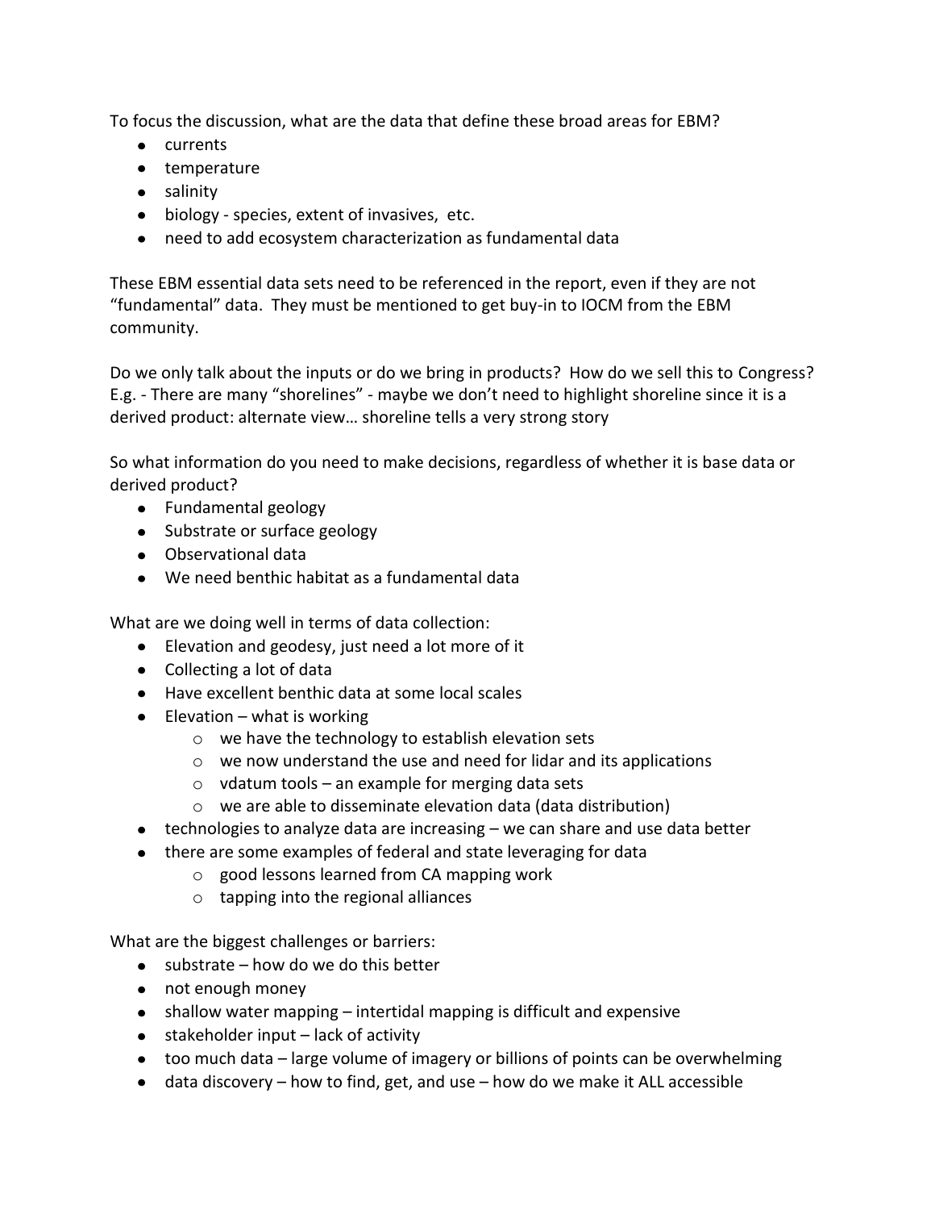To focus the discussion, what are the data that define these broad areas for EBM?

- currents
- temperature
- salinity
- biology - species, extent of invasives, etc.
- need to add ecosystem characterization as fundamental data

These EBM essential data sets need to be referenced in the report, even if they are not "fundamental" data. They must be mentioned to get buy-in to IOCM from the EBM community.

Do we only talk about the inputs or do we bring in products? How do we sell this to Congress? E.g. - There are many "shorelines" - maybe we don't need to highlight shoreline since it is a derived product: alternate view… shoreline tells a very strong story

So what information do you need to make decisions, regardless of whether it is base data or derived product?

- Fundamental geology
- Substrate or surface geology
- Observational data
- We need benthic habitat as a fundamental data

What are we doing well in terms of data collection:

- Elevation and geodesy, just need a lot more of it
- Collecting a lot of data
- Have excellent benthic data at some local scales
- Elevation – what is working
    - we have the technology to establish elevation sets
    - we now understand the use and need for lidar and its applications
    - vdatum tools – an example for merging data sets
    - we are able to disseminate elevation data (data distribution)
- technologies to analyze data are increasing – we can share and use data better
- there are some examples of federal and state leveraging for data
    - good lessons learned from CA mapping work
    - tapping into the regional alliances

What are the biggest challenges or barriers:

- substrate – how do we do this better
- not enough money
- shallow water mapping – intertidal mapping is difficult and expensive
- stakeholder input – lack of activity
- too much data – large volume of imagery or billions of points can be overwhelming
- data discovery – how to find, get, and use – how do we make it ALL accessible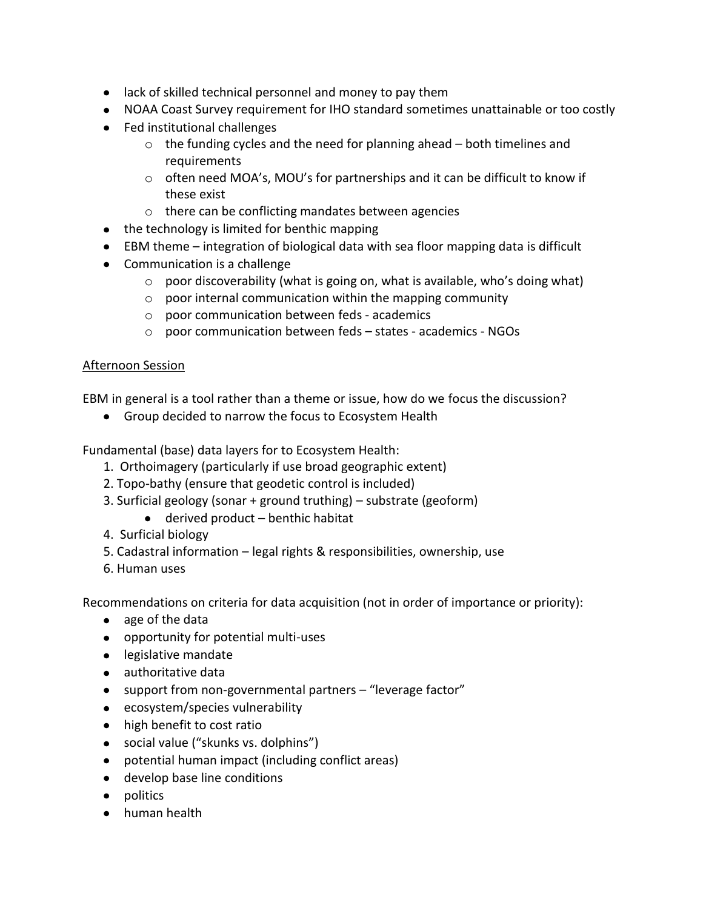- lack of skilled technical personnel and money to pay them
- NOAA Coast Survey requirement for IHO standard sometimes unattainable or too costly
- Fed institutional challenges
    - the funding cycles and the need for planning ahead – both timelines and requirements
    - often need MOA's, MOU's for partnerships and it can be difficult to know if these exist
    - there can be conflicting mandates between agencies
- the technology is limited for benthic mapping
- EBM theme – integration of biological data with sea floor mapping data is difficult
- Communication is a challenge
    - poor discoverability (what is going on, what is available, who's doing what)
    - poor internal communication within the mapping community
    - poor communication between feds - academics
    - poor communication between feds – states - academics - NGOs

<u>Afternoon Session</u>

EBM in general is a tool rather than a theme or issue, how do we focus the discussion?

- Group decided to narrow the focus to Ecosystem Health

Fundamental (base) data layers for to Ecosystem Health:

1. Orthoimagery (particularly if use broad geographic extent)
2. Topo-bathy (ensure that geodetic control is included)
3. Surficial geology (sonar + ground truthing) – substrate (geoform)
    - derived product – benthic habitat
4. Surficial biology
5. Cadastral information – legal rights & responsibilities, ownership, use
6. Human uses

Recommendations on criteria for data acquisition (not in order of importance or priority):

- age of the data
- opportunity for potential multi-uses
- legislative mandate
- authoritative data
- support from non-governmental partners – "leverage factor"
- ecosystem/species vulnerability
- high benefit to cost ratio
- social value ("skunks vs. dolphins")
- potential human impact (including conflict areas)
- develop base line conditions
- politics
- human health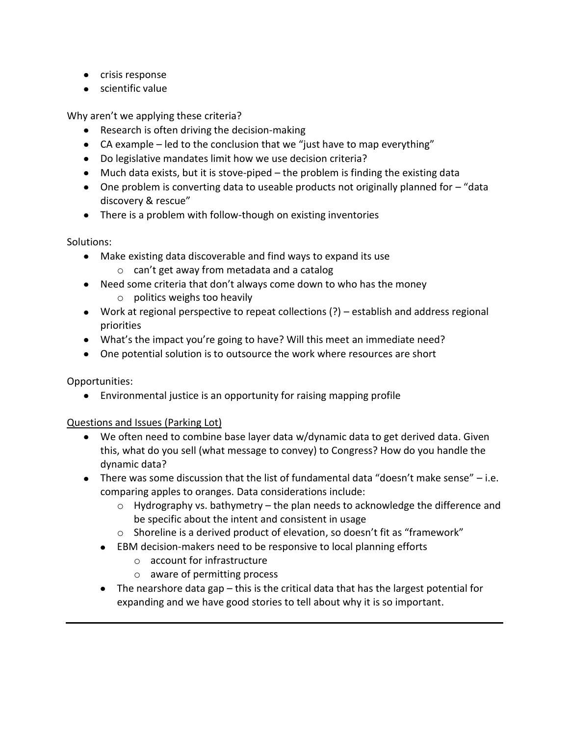- crisis response
- scientific value

Why aren't we applying these criteria?

- Research is often driving the decision-making
- CA example – led to the conclusion that we "just have to map everything"
- Do legislative mandates limit how we use decision criteria?
- Much data exists, but it is stove-piped – the problem is finding the existing data
- One problem is converting data to useable products not originally planned for – "data discovery & rescue"
- There is a problem with follow-though on existing inventories

Solutions:

- Make existing data discoverable and find ways to expand its use
  - can't get away from metadata and a catalog
- Need some criteria that don't always come down to who has the money
  - politics weighs too heavily
- Work at regional perspective to repeat collections (?) – establish and address regional priorities
- What's the impact you're going to have? Will this meet an immediate need?
- One potential solution is to outsource the work where resources are short

Opportunities:

- Environmental justice is an opportunity for raising mapping profile

<u>Questions and Issues (Parking Lot)</u>

- We often need to combine base layer data w/dynamic data to get derived data. Given this, what do you sell (what message to convey) to Congress? How do you handle the dynamic data?
- There was some discussion that the list of fundamental data "doesn't make sense" – i.e. comparing apples to oranges. Data considerations include:
  - Hydrography vs. bathymetry – the plan needs to acknowledge the difference and be specific about the intent and consistent in usage
  - Shoreline is a derived product of elevation, so doesn't fit as "framework"
  - EBM decision-makers need to be responsive to local planning efforts
    - account for infrastructure
    - aware of permitting process
  - The nearshore data gap – this is the critical data that has the largest potential for expanding and we have good stories to tell about why it is so important.

---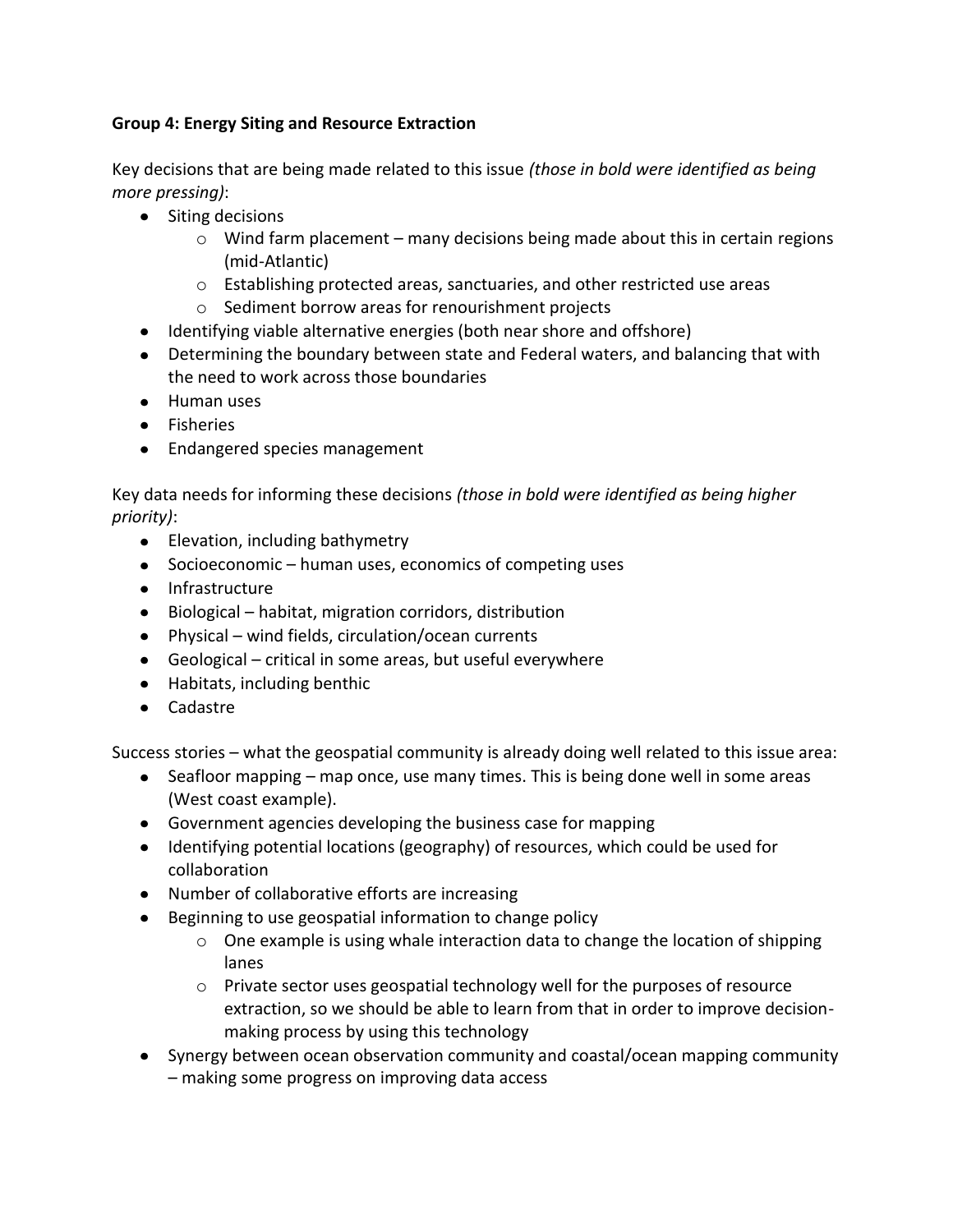**Group 4: Energy Siting and Resource Extraction**

Key decisions that are being made related to this issue *(those in bold were identified as being more pressing)*:

- Siting decisions
  - Wind farm placement – many decisions being made about this in certain regions (mid-Atlantic)
  - Establishing protected areas, sanctuaries, and other restricted use areas
  - Sediment borrow areas for renourishment projects
- Identifying viable alternative energies (both near shore and offshore)
- Determining the boundary between state and Federal waters, and balancing that with the need to work across those boundaries
- Human uses
- Fisheries
- Endangered species management

Key data needs for informing these decisions *(those in bold were identified as being higher priority)*:

- Elevation, including bathymetry
- Socioeconomic – human uses, economics of competing uses
- Infrastructure
- Biological – habitat, migration corridors, distribution
- Physical – wind fields, circulation/ocean currents
- Geological – critical in some areas, but useful everywhere
- Habitats, including benthic
- Cadastre

Success stories – what the geospatial community is already doing well related to this issue area:

- Seafloor mapping – map once, use many times. This is being done well in some areas (West coast example).
- Government agencies developing the business case for mapping
- Identifying potential locations (geography) of resources, which could be used for collaboration
- Number of collaborative efforts are increasing
- Beginning to use geospatial information to change policy
  - One example is using whale interaction data to change the location of shipping lanes
  - Private sector uses geospatial technology well for the purposes of resource extraction, so we should be able to learn from that in order to improve decision-making process by using this technology
- Synergy between ocean observation community and coastal/ocean mapping community – making some progress on improving data access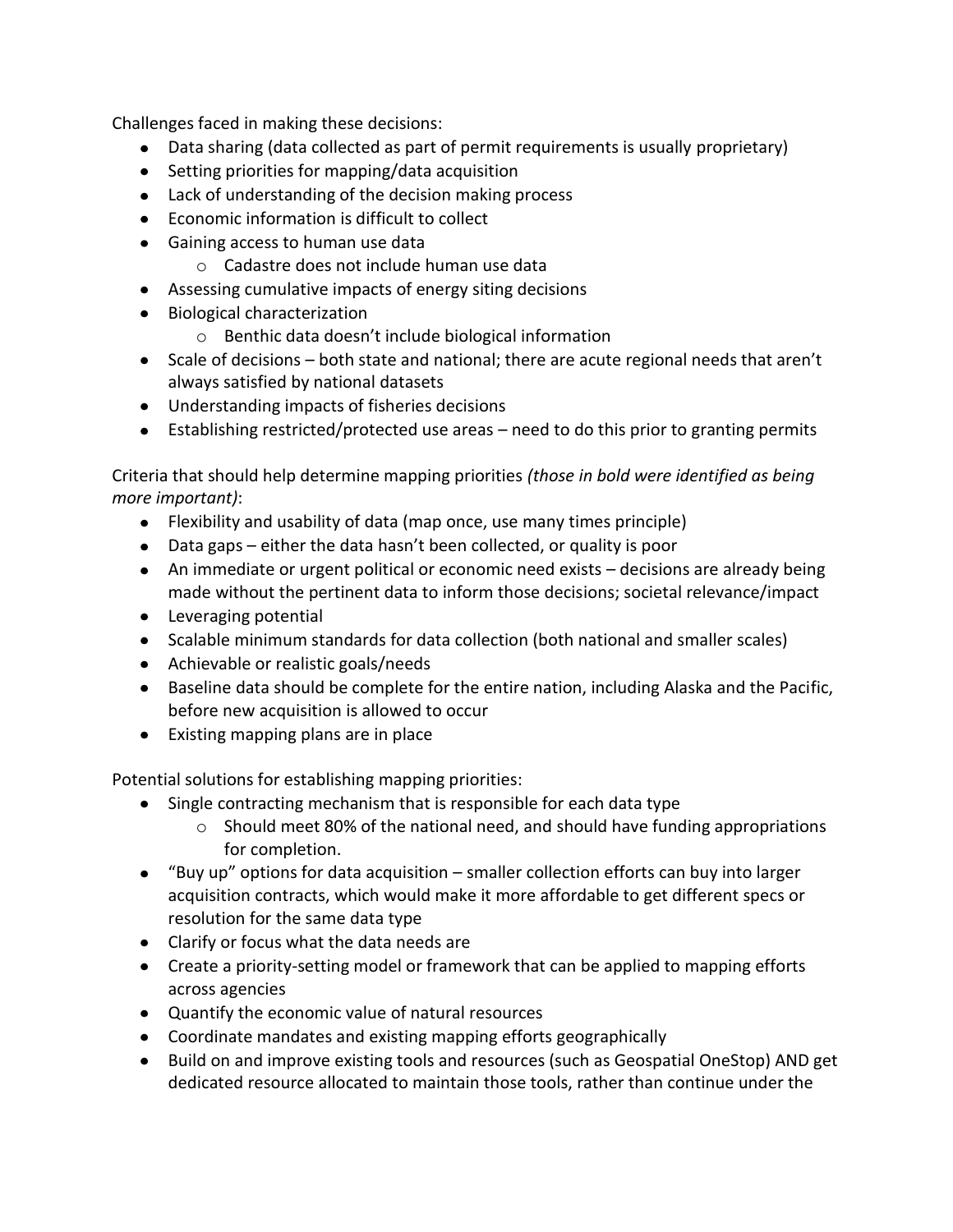Challenges faced in making these decisions:

- Data sharing (data collected as part of permit requirements is usually proprietary)
- Setting priorities for mapping/data acquisition
- Lack of understanding of the decision making process
- Economic information is difficult to collect
- Gaining access to human use data
    - Cadastre does not include human use data
- Assessing cumulative impacts of energy siting decisions
- Biological characterization
    - Benthic data doesn't include biological information
- Scale of decisions – both state and national; there are acute regional needs that aren't always satisfied by national datasets
- Understanding impacts of fisheries decisions
- Establishing restricted/protected use areas – need to do this prior to granting permits

Criteria that should help determine mapping priorities *(those in bold were identified as being more important)*:

- Flexibility and usability of data (map once, use many times principle)
- Data gaps – either the data hasn't been collected, or quality is poor
- An immediate or urgent political or economic need exists – decisions are already being made without the pertinent data to inform those decisions; societal relevance/impact
- Leveraging potential
- Scalable minimum standards for data collection (both national and smaller scales)
- Achievable or realistic goals/needs
- Baseline data should be complete for the entire nation, including Alaska and the Pacific, before new acquisition is allowed to occur
- Existing mapping plans are in place

Potential solutions for establishing mapping priorities:

- Single contracting mechanism that is responsible for each data type
    - Should meet 80% of the national need, and should have funding appropriations for completion.
- "Buy up" options for data acquisition – smaller collection efforts can buy into larger acquisition contracts, which would make it more affordable to get different specs or resolution for the same data type
- Clarify or focus what the data needs are
- Create a priority-setting model or framework that can be applied to mapping efforts across agencies
- Quantify the economic value of natural resources
- Coordinate mandates and existing mapping efforts geographically
- Build on and improve existing tools and resources (such as Geospatial OneStop) AND get dedicated resource allocated to maintain those tools, rather than continue under the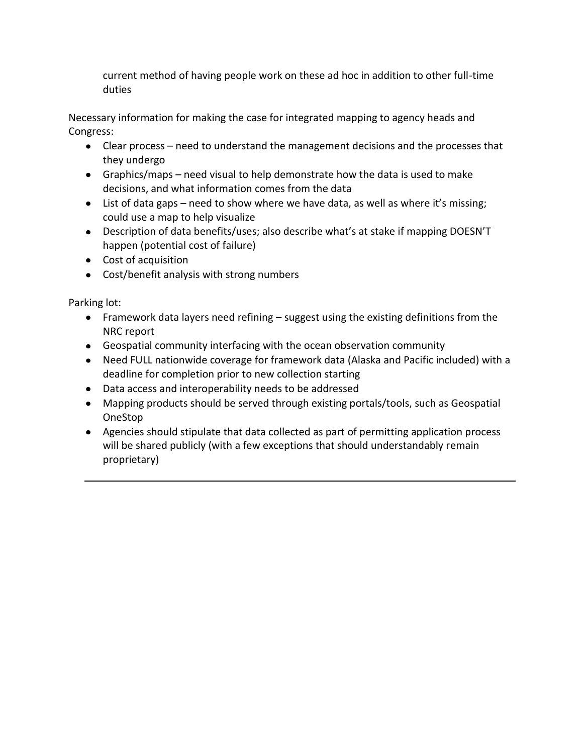current method of having people work on these ad hoc in addition to other full-time duties

Necessary information for making the case for integrated mapping to agency heads and Congress:

- Clear process – need to understand the management decisions and the processes that they undergo
- Graphics/maps – need visual to help demonstrate how the data is used to make decisions, and what information comes from the data
- List of data gaps – need to show where we have data, as well as where it's missing; could use a map to help visualize
- Description of data benefits/uses; also describe what's at stake if mapping DOESN'T happen (potential cost of failure)
- Cost of acquisition
- Cost/benefit analysis with strong numbers

Parking lot:

- Framework data layers need refining – suggest using the existing definitions from the NRC report
- Geospatial community interfacing with the ocean observation community
- Need FULL nationwide coverage for framework data (Alaska and Pacific included) with a deadline for completion prior to new collection starting
- Data access and interoperability needs to be addressed
- Mapping products should be served through existing portals/tools, such as Geospatial OneStop
- Agencies should stipulate that data collected as part of permitting application process will be shared publicly (with a few exceptions that should understandably remain proprietary)

---